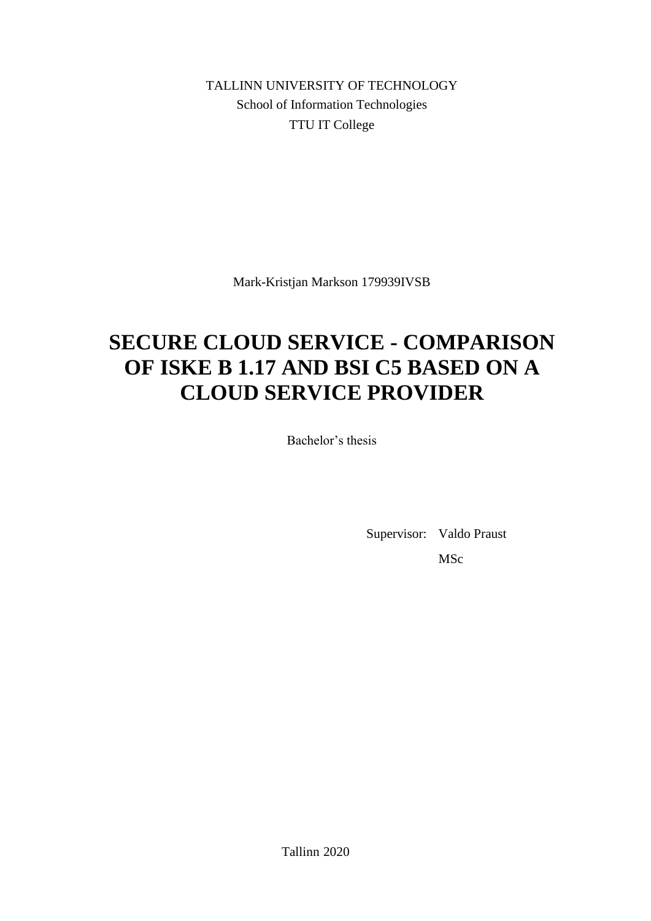TALLINN UNIVERSITY OF TECHNOLOGY
School of Information Technologies
TTU IT College

Mark-Kristjan Markson 179939IVSB

# SECURE CLOUD SERVICE - COMPARISON OF ISKE B 1.17 AND BSI C5 BASED ON A CLOUD SERVICE PROVIDER

Bachelor's thesis

Supervisor: Valdo Praust
MSc

Tallinn 2020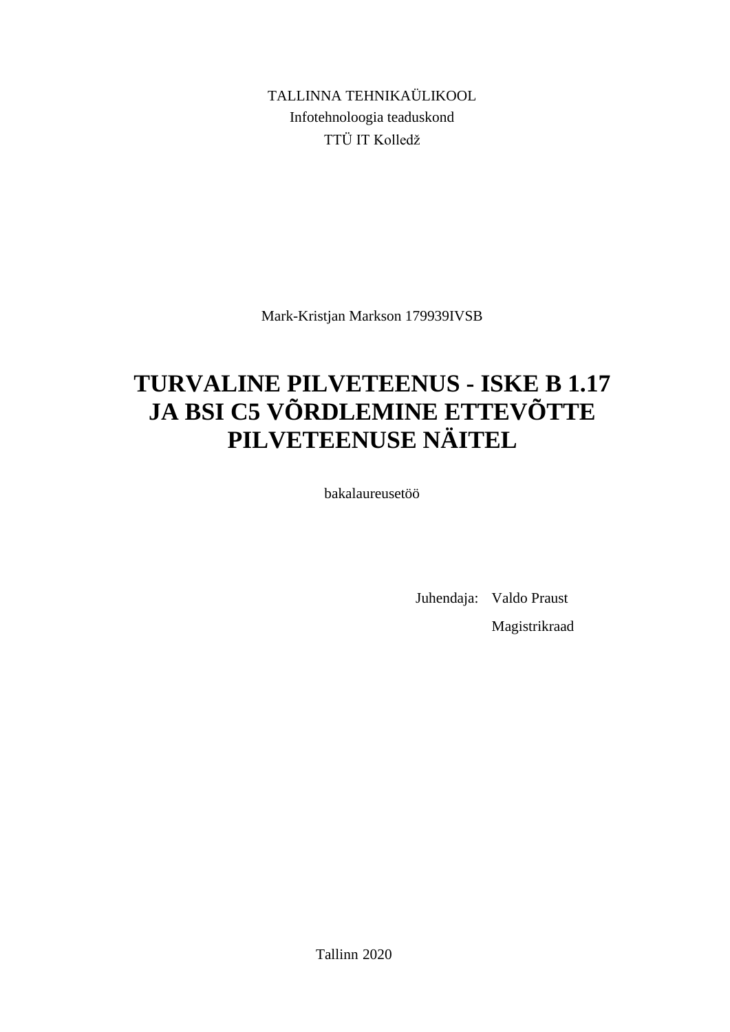TALLINNA TEHNIKAÜLIKOOL

Infotehnoloogia teaduskond

TTÜ IT Kolledž

Mark-Kristjan Markson 179939IVSB

# TURVALINE PILVETEENUS - ISKE B 1.17 JA BSI C5 VÕRDLEMINE ETTEVÕTTE PILVETEENUSE NÄITEL

bakalaureusetöö

Juhendaja: Valdo Praust

Magistrikraad

Tallinn 2020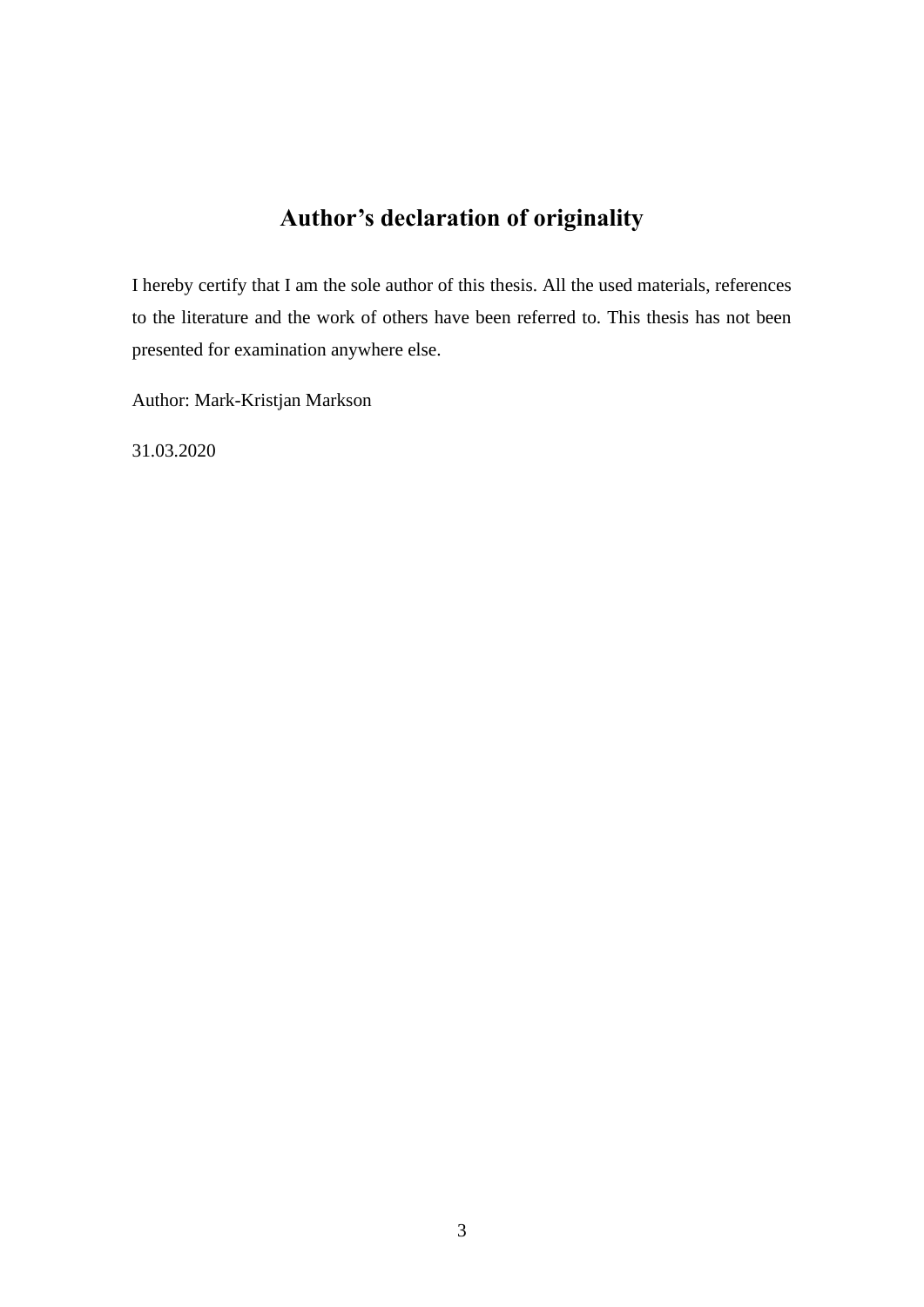# Author's declaration of originality

I hereby certify that I am the sole author of this thesis. All the used materials, references to the literature and the work of others have been referred to. This thesis has not been presented for examination anywhere else.

Author: Mark-Kristjan Markson

31.03.2020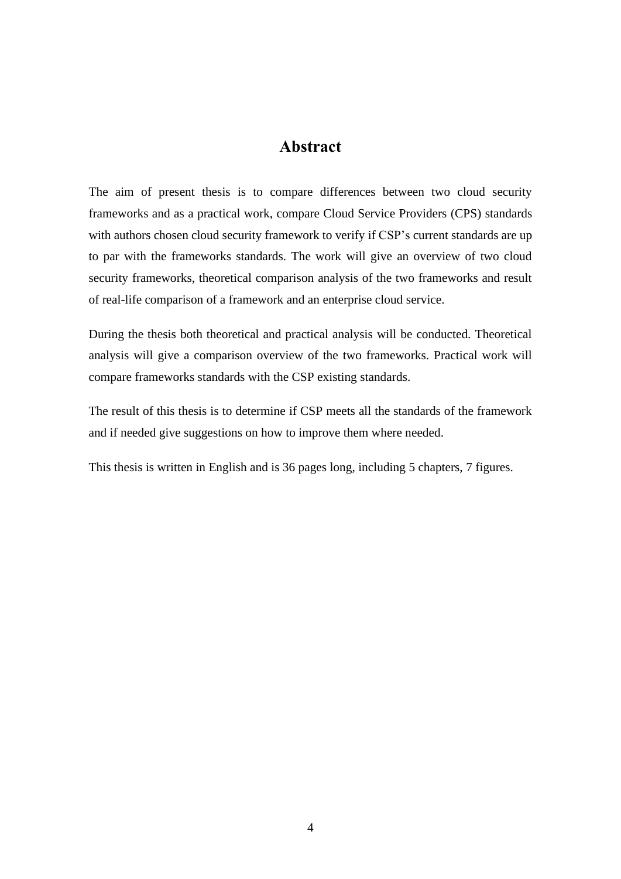# Abstract

The aim of present thesis is to compare differences between two cloud security frameworks and as a practical work, compare Cloud Service Providers (CPS) standards with authors chosen cloud security framework to verify if CSP's current standards are up to par with the frameworks standards. The work will give an overview of two cloud security frameworks, theoretical comparison analysis of the two frameworks and result of real-life comparison of a framework and an enterprise cloud service.

During the thesis both theoretical and practical analysis will be conducted. Theoretical analysis will give a comparison overview of the two frameworks. Practical work will compare frameworks standards with the CSP existing standards.

The result of this thesis is to determine if CSP meets all the standards of the framework and if needed give suggestions on how to improve them where needed.

This thesis is written in English and is 36 pages long, including 5 chapters, 7 figures.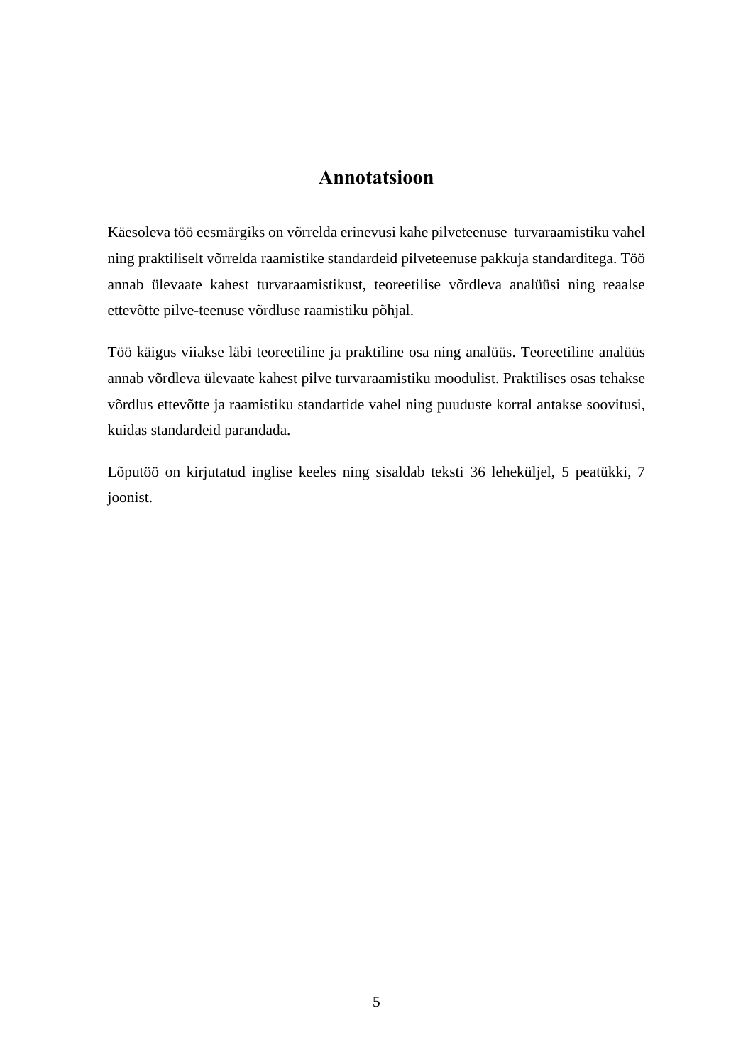# Annotatsioon

Käesoleva töö eesmärgiks on võrrelda erinevusi kahe pilveteenuse turvaraamistiku vahel ning praktiliselt võrrelda raamistike standardeid pilveteenuse pakkuja standarditega. Töö annab ülevaate kahest turvaraamistikust, teoreetilise võrdleva analüüsi ning reaalse ettevõtte pilve-teenuse võrdluse raamistiku põhjal.

Töö käigus viiakse läbi teoreetiline ja praktiline osa ning analüüs. Teoreetiline analüüs annab võrdleva ülevaate kahest pilve turvaraamistiku moodulist. Praktilises osas tehakse võrdlus ettevõtte ja raamistiku standartide vahel ning puuduste korral antakse soovitusi, kuidas standardeid parandada.

Lõputöö on kirjutatud inglise keeles ning sisaldab teksti 36 leheküljel, 5 peatükki, 7 joonist.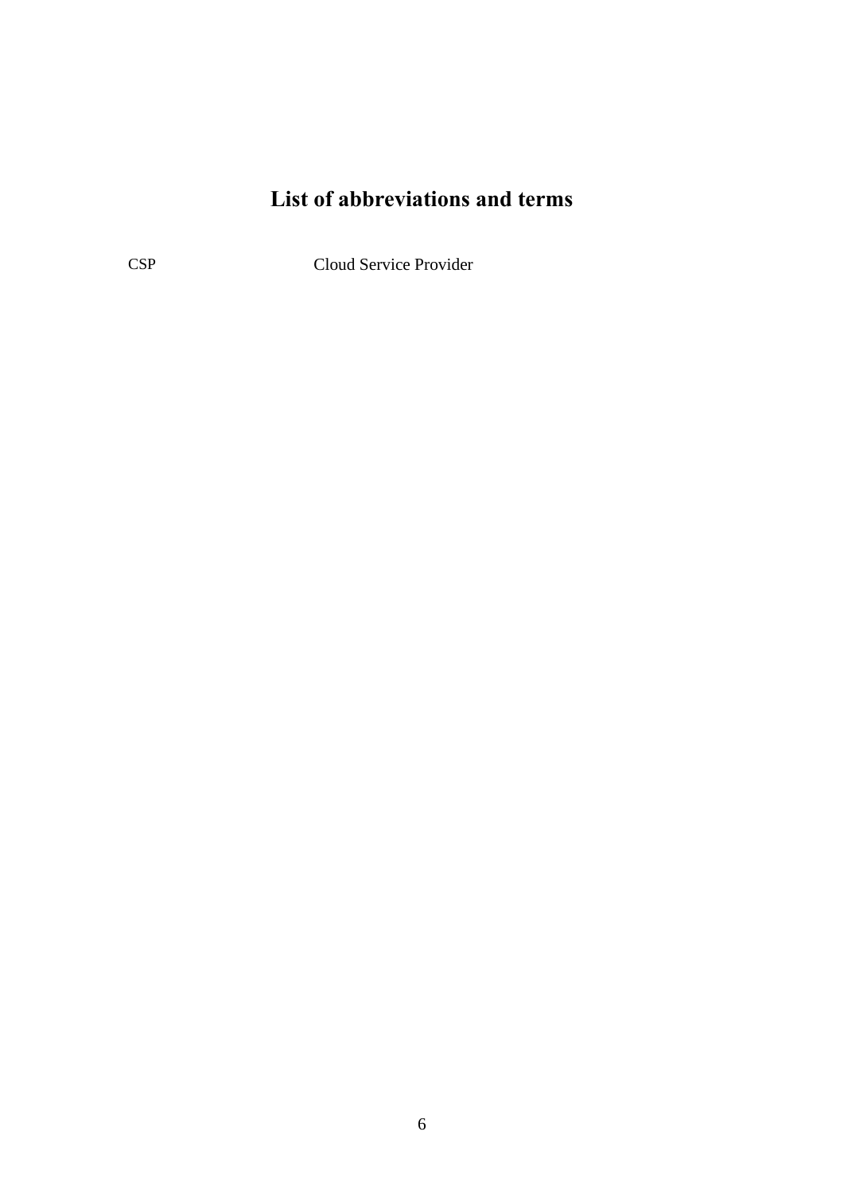# List of abbreviations and terms

| | |
|---|---|
| CSP | Cloud Service Provider |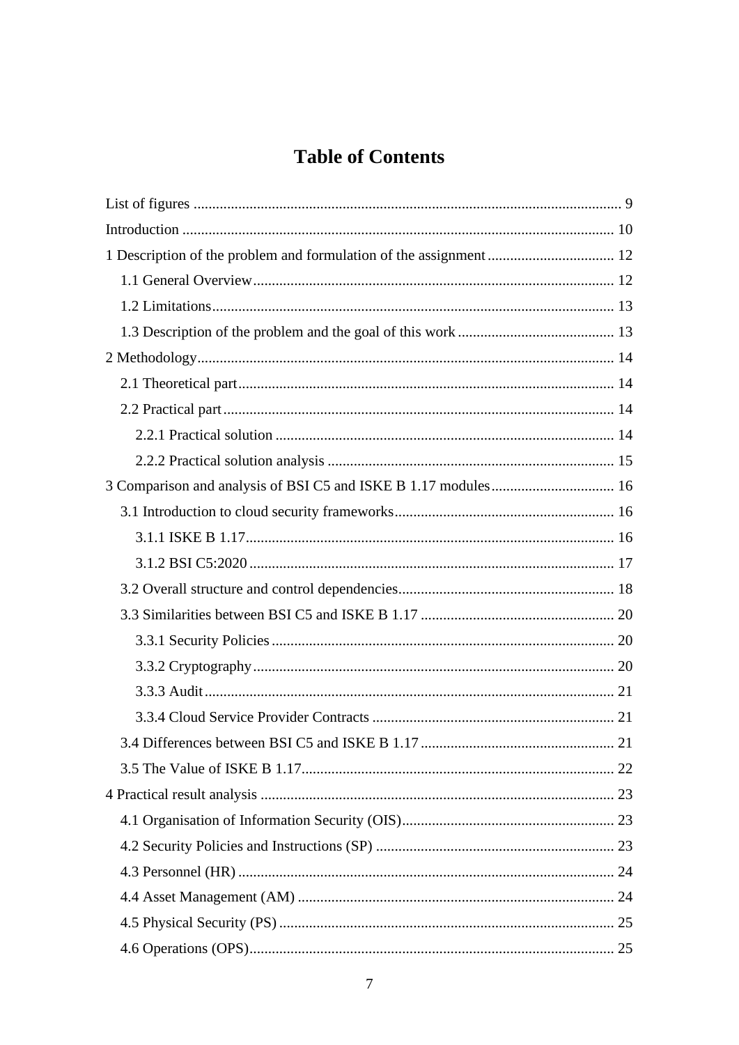# Table of Contents

List of figures ........ 9

Introduction ........ 10

1 Description of the problem and formulation of the assignment ........ 12

- 1.1 General Overview ........ 12
- 1.2 Limitations ........ 13
- 1.3 Description of the problem and the goal of this work ........ 13

2 Methodology ........ 14

- 2.1 Theoretical part ........ 14
- 2.2 Practical part ........ 14
  - 2.2.1 Practical solution ........ 14
  - 2.2.2 Practical solution analysis ........ 15

3 Comparison and analysis of BSI C5 and ISKE B 1.17 modules ........ 16

- 3.1 Introduction to cloud security frameworks ........ 16
  - 3.1.1 ISKE B 1.17 ........ 16
  - 3.1.2 BSI C5:2020 ........ 17
- 3.2 Overall structure and control dependencies ........ 18
- 3.3 Similarities between BSI C5 and ISKE B 1.17 ........ 20
  - 3.3.1 Security Policies ........ 20
  - 3.3.2 Cryptography ........ 20
  - 3.3.3 Audit ........ 21
  - 3.3.4 Cloud Service Provider Contracts ........ 21
- 3.4 Differences between BSI C5 and ISKE B 1.17 ........ 21
- 3.5 The Value of ISKE B 1.17 ........ 22

4 Practical result analysis ........ 23

- 4.1 Organisation of Information Security (OIS) ........ 23
- 4.2 Security Policies and Instructions (SP) ........ 23
- 4.3 Personnel (HR) ........ 24
- 4.4 Asset Management (AM) ........ 24
- 4.5 Physical Security (PS) ........ 25
- 4.6 Operations (OPS) ........ 25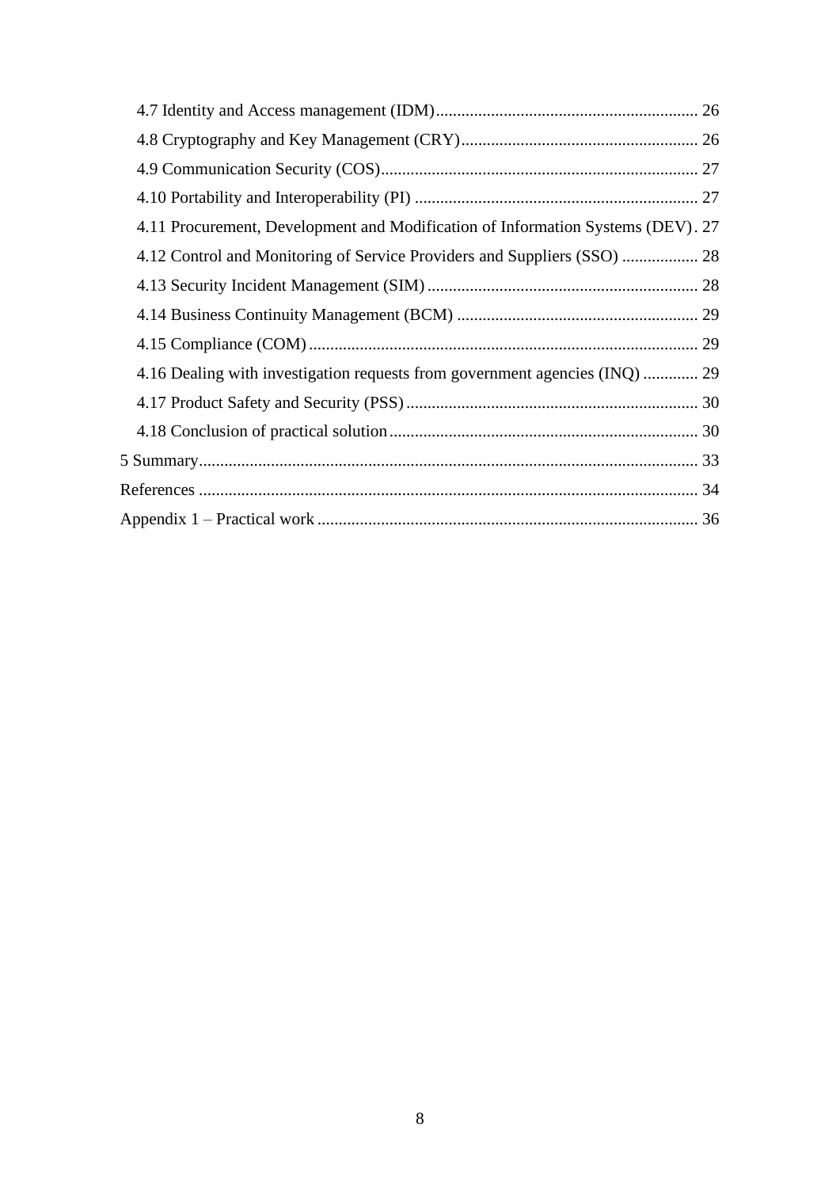4.7 Identity and Access management (IDM) ... 26
4.8 Cryptography and Key Management (CRY) ... 26
4.9 Communication Security (COS) ... 27
4.10 Portability and Interoperability (PI) ... 27
4.11 Procurement, Development and Modification of Information Systems (DEV) . 27
4.12 Control and Monitoring of Service Providers and Suppliers (SSO) ... 28
4.13 Security Incident Management (SIM) ... 28
4.14 Business Continuity Management (BCM) ... 29
4.15 Compliance (COM) ... 29
4.16 Dealing with investigation requests from government agencies (INQ) ... 29
4.17 Product Safety and Security (PSS) ... 30
4.18 Conclusion of practical solution ... 30
5 Summary ... 33
References ... 34
Appendix 1 – Practical work ... 36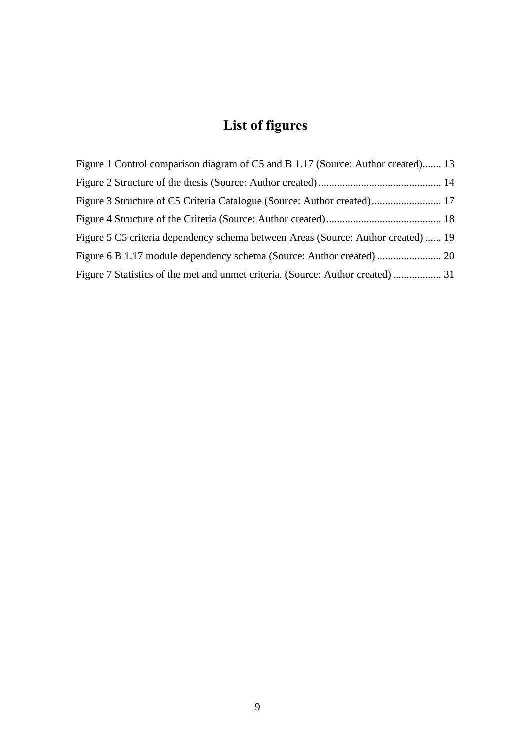# List of figures

Figure 1 Control comparison diagram of C5 and B 1.17 (Source: Author created)....... 13

Figure 2 Structure of the thesis (Source: Author created)............................................. 14

Figure 3 Structure of C5 Criteria Catalogue (Source: Author created).......................... 17

Figure 4 Structure of the Criteria (Source: Author created)........................................... 18

Figure 5 C5 criteria dependency schema between Areas (Source: Author created) ...... 19

Figure 6 B 1.17 module dependency schema (Source: Author created) ........................ 20

Figure 7 Statistics of the met and unmet criteria. (Source: Author created) .................. 31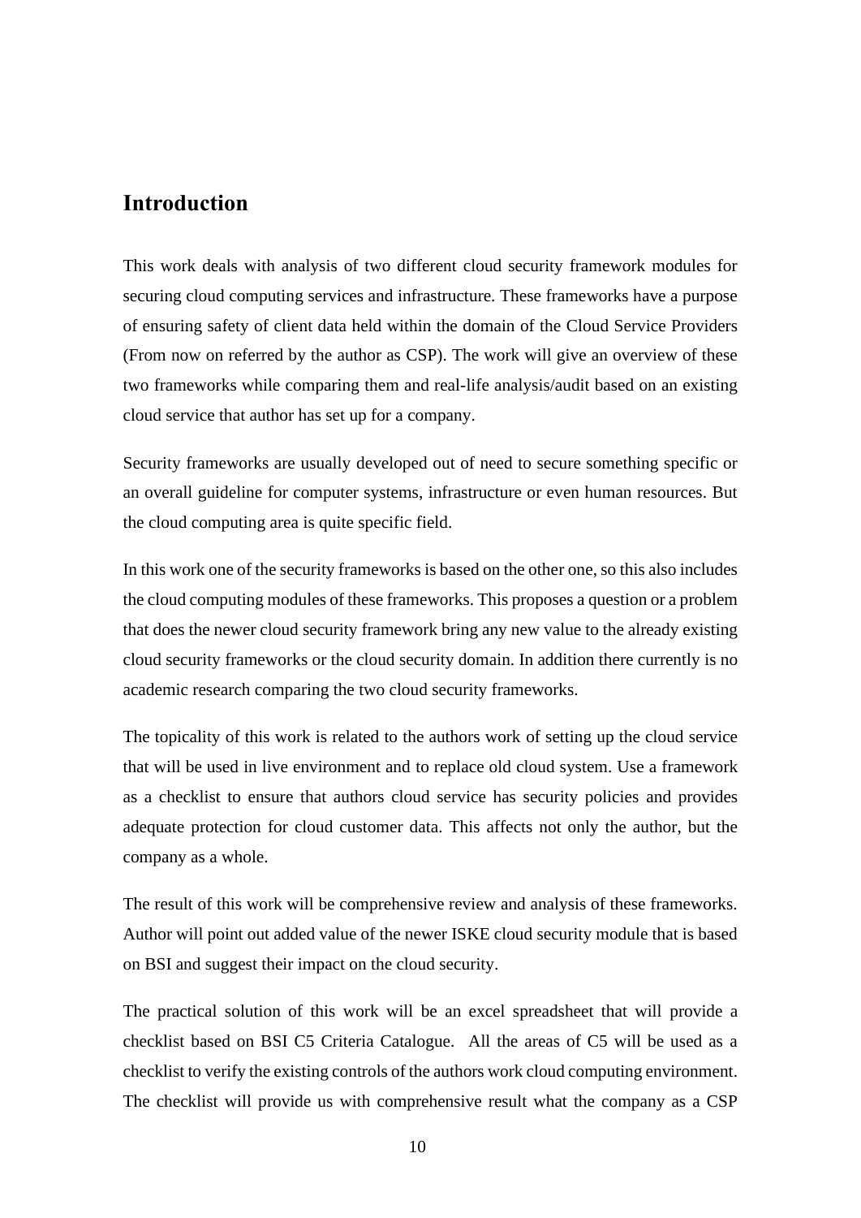# Introduction

This work deals with analysis of two different cloud security framework modules for securing cloud computing services and infrastructure. These frameworks have a purpose of ensuring safety of client data held within the domain of the Cloud Service Providers (From now on referred by the author as CSP). The work will give an overview of these two frameworks while comparing them and real-life analysis/audit based on an existing cloud service that author has set up for a company.

Security frameworks are usually developed out of need to secure something specific or an overall guideline for computer systems, infrastructure or even human resources. But the cloud computing area is quite specific field.

In this work one of the security frameworks is based on the other one, so this also includes the cloud computing modules of these frameworks. This proposes a question or a problem that does the newer cloud security framework bring any new value to the already existing cloud security frameworks or the cloud security domain. In addition there currently is no academic research comparing the two cloud security frameworks.

The topicality of this work is related to the authors work of setting up the cloud service that will be used in live environment and to replace old cloud system. Use a framework as a checklist to ensure that authors cloud service has security policies and provides adequate protection for cloud customer data. This affects not only the author, but the company as a whole.

The result of this work will be comprehensive review and analysis of these frameworks. Author will point out added value of the newer ISKE cloud security module that is based on BSI and suggest their impact on the cloud security.

The practical solution of this work will be an excel spreadsheet that will provide a checklist based on BSI C5 Criteria Catalogue. All the areas of C5 will be used as a checklist to verify the existing controls of the authors work cloud computing environment. The checklist will provide us with comprehensive result what the company as a CSP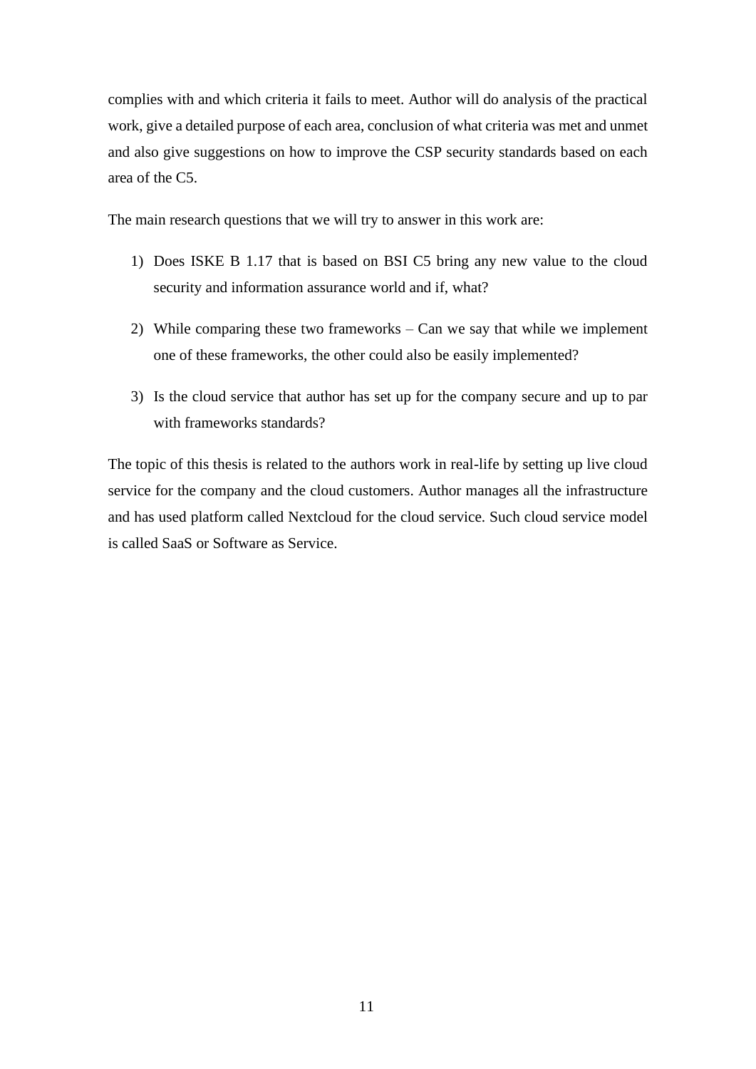complies with and which criteria it fails to meet. Author will do analysis of the practical work, give a detailed purpose of each area, conclusion of what criteria was met and unmet and also give suggestions on how to improve the CSP security standards based on each area of the C5.

The main research questions that we will try to answer in this work are:

1) Does ISKE B 1.17 that is based on BSI C5 bring any new value to the cloud security and information assurance world and if, what?
2) While comparing these two frameworks – Can we say that while we implement one of these frameworks, the other could also be easily implemented?
3) Is the cloud service that author has set up for the company secure and up to par with frameworks standards?

The topic of this thesis is related to the authors work in real-life by setting up live cloud service for the company and the cloud customers. Author manages all the infrastructure and has used platform called Nextcloud for the cloud service. Such cloud service model is called SaaS or Software as Service.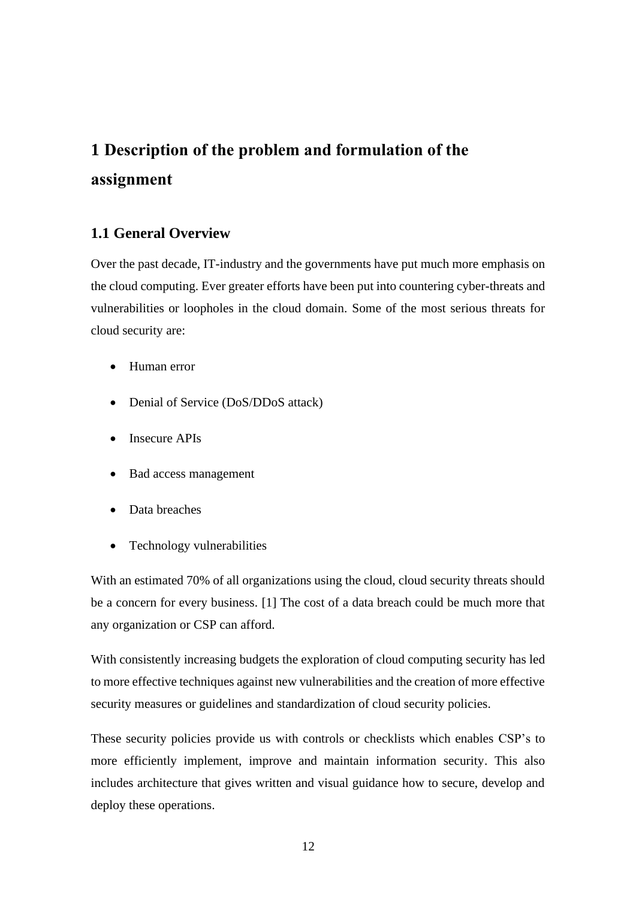# 1 Description of the problem and formulation of the assignment

## 1.1 General Overview

Over the past decade, IT-industry and the governments have put much more emphasis on the cloud computing. Ever greater efforts have been put into countering cyber-threats and vulnerabilities or loopholes in the cloud domain. Some of the most serious threats for cloud security are:

- Human error
- Denial of Service (DoS/DDoS attack)
- Insecure APIs
- Bad access management
- Data breaches
- Technology vulnerabilities

With an estimated 70% of all organizations using the cloud, cloud security threats should be a concern for every business. [1] The cost of a data breach could be much more that any organization or CSP can afford.

With consistently increasing budgets the exploration of cloud computing security has led to more effective techniques against new vulnerabilities and the creation of more effective security measures or guidelines and standardization of cloud security policies.

These security policies provide us with controls or checklists which enables CSP's to more efficiently implement, improve and maintain information security. This also includes architecture that gives written and visual guidance how to secure, develop and deploy these operations.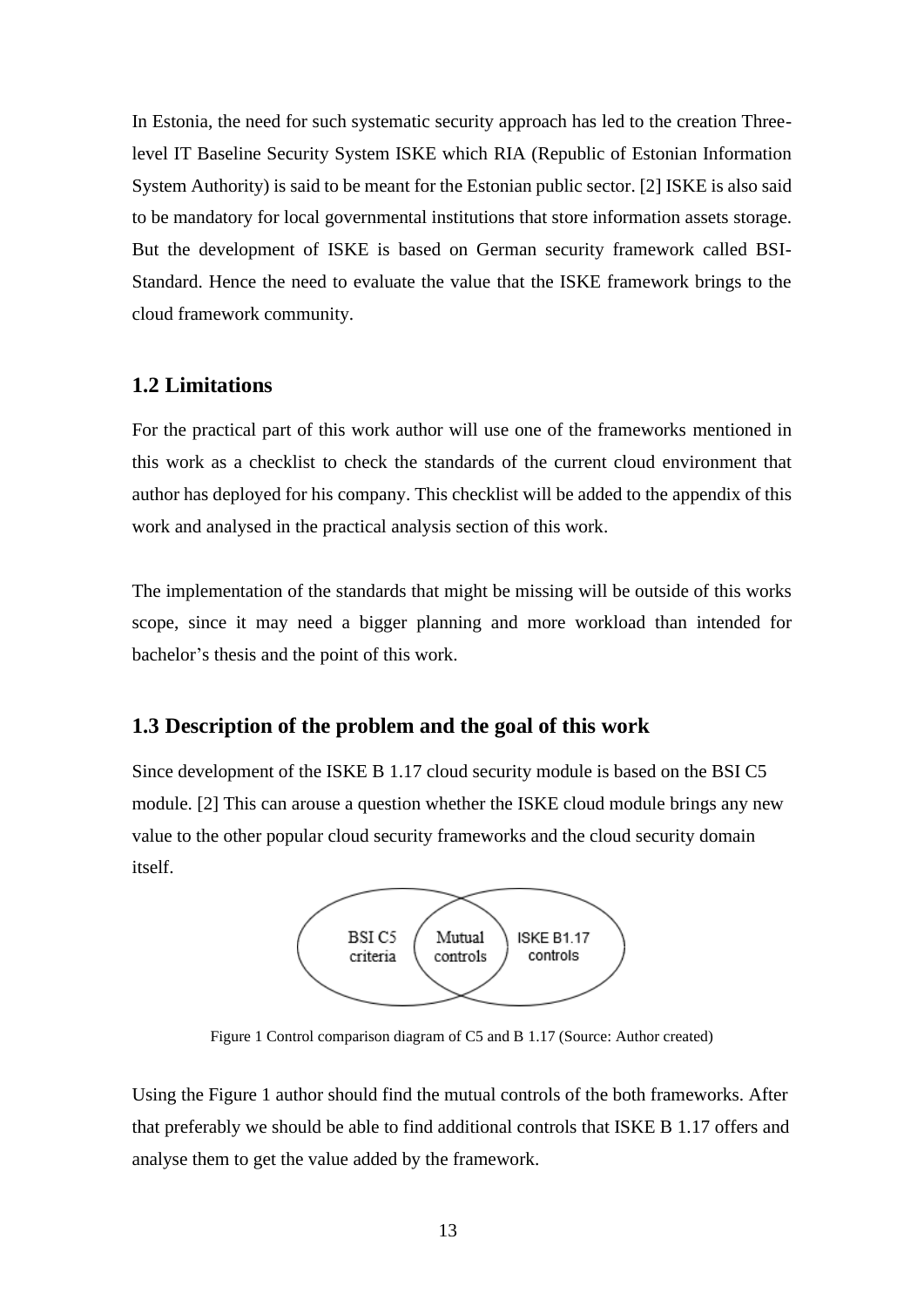In Estonia, the need for such systematic security approach has led to the creation Three-level IT Baseline Security System ISKE which RIA (Republic of Estonian Information System Authority) is said to be meant for the Estonian public sector. [2] ISKE is also said to be mandatory for local governmental institutions that store information assets storage. But the development of ISKE is based on German security framework called BSI-Standard. Hence the need to evaluate the value that the ISKE framework brings to the cloud framework community.

## 1.2 Limitations

For the practical part of this work author will use one of the frameworks mentioned in this work as a checklist to check the standards of the current cloud environment that author has deployed for his company. This checklist will be added to the appendix of this work and analysed in the practical analysis section of this work.

The implementation of the standards that might be missing will be outside of this works scope, since it may need a bigger planning and more workload than intended for bachelor's thesis and the point of this work.

## 1.3 Description of the problem and the goal of this work

Since development of the ISKE B 1.17 cloud security module is based on the BSI C5 module. [2] This can arouse a question whether the ISKE cloud module brings any new value to the other popular cloud security frameworks and the cloud security domain itself.

BSI C5 criteria | Mutual controls | ISKE B1.17 controls

Figure 1 Control comparison diagram of C5 and B 1.17 (Source: Author created)

Using the Figure 1 author should find the mutual controls of the both frameworks. After that preferably we should be able to find additional controls that ISKE B 1.17 offers and analyse them to get the value added by the framework.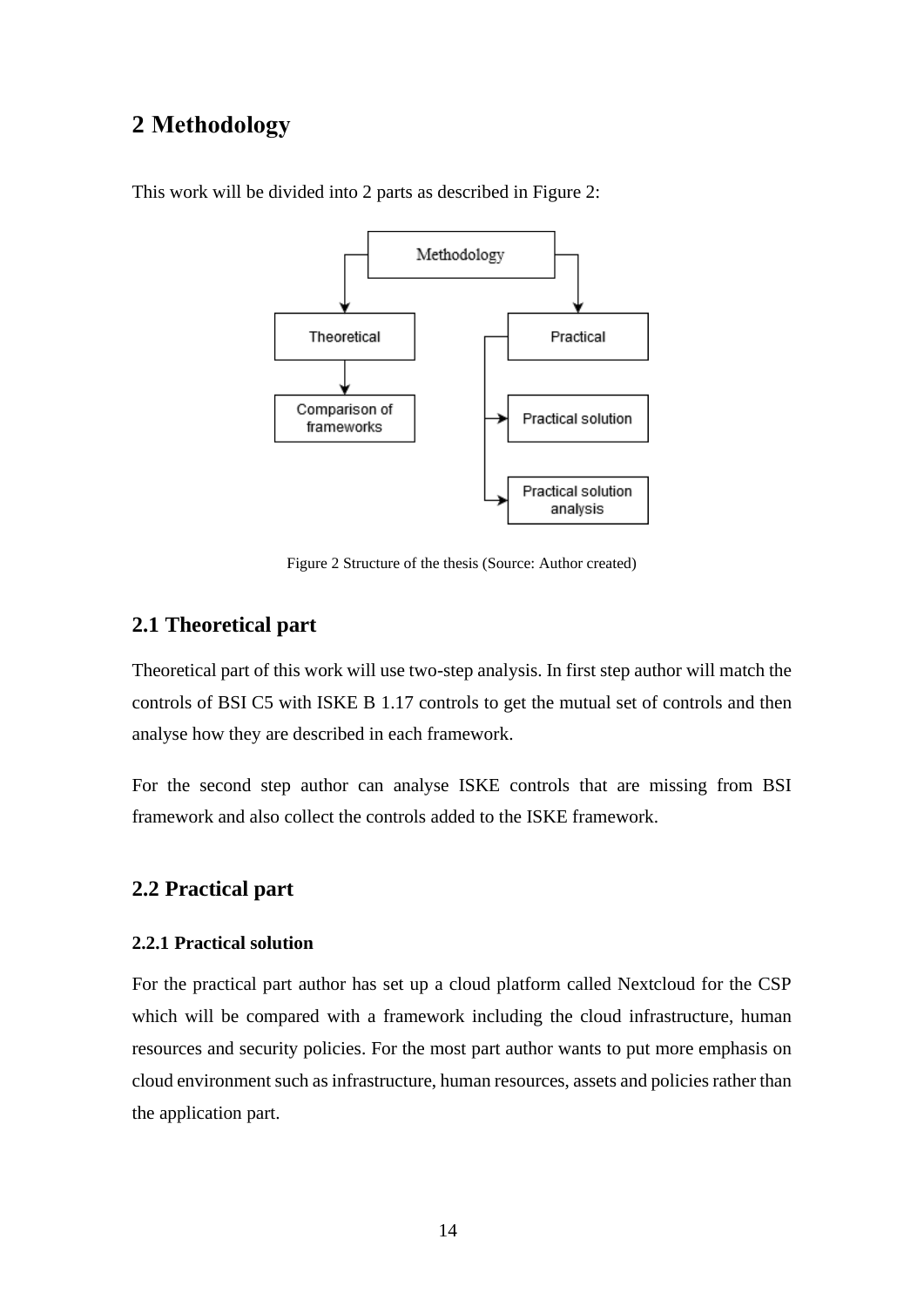# 2 Methodology

This work will be divided into 2 parts as described in Figure 2:

Figure 2 Structure of the thesis (Source: Author created)

## 2.1 Theoretical part

Theoretical part of this work will use two-step analysis. In first step author will match the controls of BSI C5 with ISKE B 1.17 controls to get the mutual set of controls and then analyse how they are described in each framework.

For the second step author can analyse ISKE controls that are missing from BSI framework and also collect the controls added to the ISKE framework.

## 2.2 Practical part

### 2.2.1 Practical solution

For the practical part author has set up a cloud platform called Nextcloud for the CSP which will be compared with a framework including the cloud infrastructure, human resources and security policies. For the most part author wants to put more emphasis on cloud environment such as infrastructure, human resources, assets and policies rather than the application part.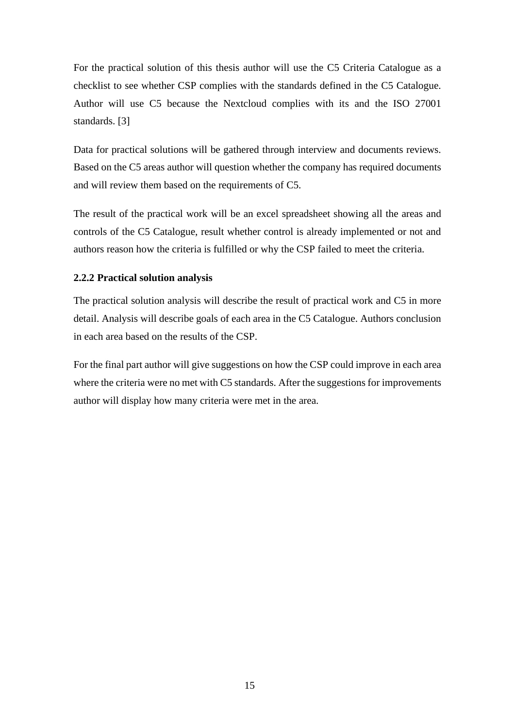For the practical solution of this thesis author will use the C5 Criteria Catalogue as a checklist to see whether CSP complies with the standards defined in the C5 Catalogue. Author will use C5 because the Nextcloud complies with its and the ISO 27001 standards. [3]

Data for practical solutions will be gathered through interview and documents reviews. Based on the C5 areas author will question whether the company has required documents and will review them based on the requirements of C5.

The result of the practical work will be an excel spreadsheet showing all the areas and controls of the C5 Catalogue, result whether control is already implemented or not and authors reason how the criteria is fulfilled or why the CSP failed to meet the criteria.

### 2.2.2 Practical solution analysis

The practical solution analysis will describe the result of practical work and C5 in more detail. Analysis will describe goals of each area in the C5 Catalogue. Authors conclusion in each area based on the results of the CSP.

For the final part author will give suggestions on how the CSP could improve in each area where the criteria were no met with C5 standards. After the suggestions for improvements author will display how many criteria were met in the area.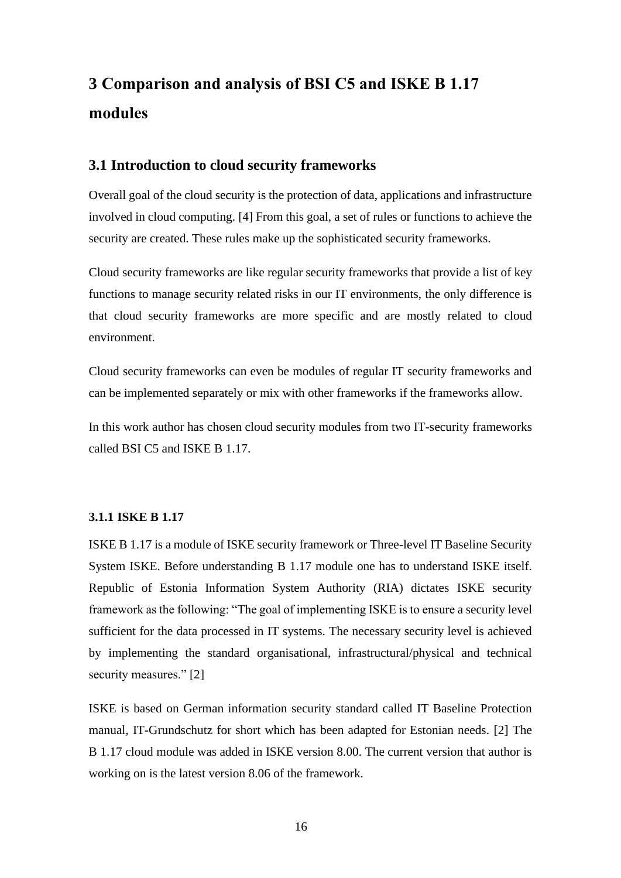# 3 Comparison and analysis of BSI C5 and ISKE B 1.17 modules

## 3.1 Introduction to cloud security frameworks

Overall goal of the cloud security is the protection of data, applications and infrastructure involved in cloud computing. [4] From this goal, a set of rules or functions to achieve the security are created. These rules make up the sophisticated security frameworks.

Cloud security frameworks are like regular security frameworks that provide a list of key functions to manage security related risks in our IT environments, the only difference is that cloud security frameworks are more specific and are mostly related to cloud environment.

Cloud security frameworks can even be modules of regular IT security frameworks and can be implemented separately or mix with other frameworks if the frameworks allow.

In this work author has chosen cloud security modules from two IT-security frameworks called BSI C5 and ISKE B 1.17.

### 3.1.1 ISKE B 1.17

ISKE B 1.17 is a module of ISKE security framework or Three-level IT Baseline Security System ISKE. Before understanding B 1.17 module one has to understand ISKE itself. Republic of Estonia Information System Authority (RIA) dictates ISKE security framework as the following: "The goal of implementing ISKE is to ensure a security level sufficient for the data processed in IT systems. The necessary security level is achieved by implementing the standard organisational, infrastructural/physical and technical security measures." [2]

ISKE is based on German information security standard called IT Baseline Protection manual, IT-Grundschutz for short which has been adapted for Estonian needs. [2] The B 1.17 cloud module was added in ISKE version 8.00. The current version that author is working on is the latest version 8.06 of the framework.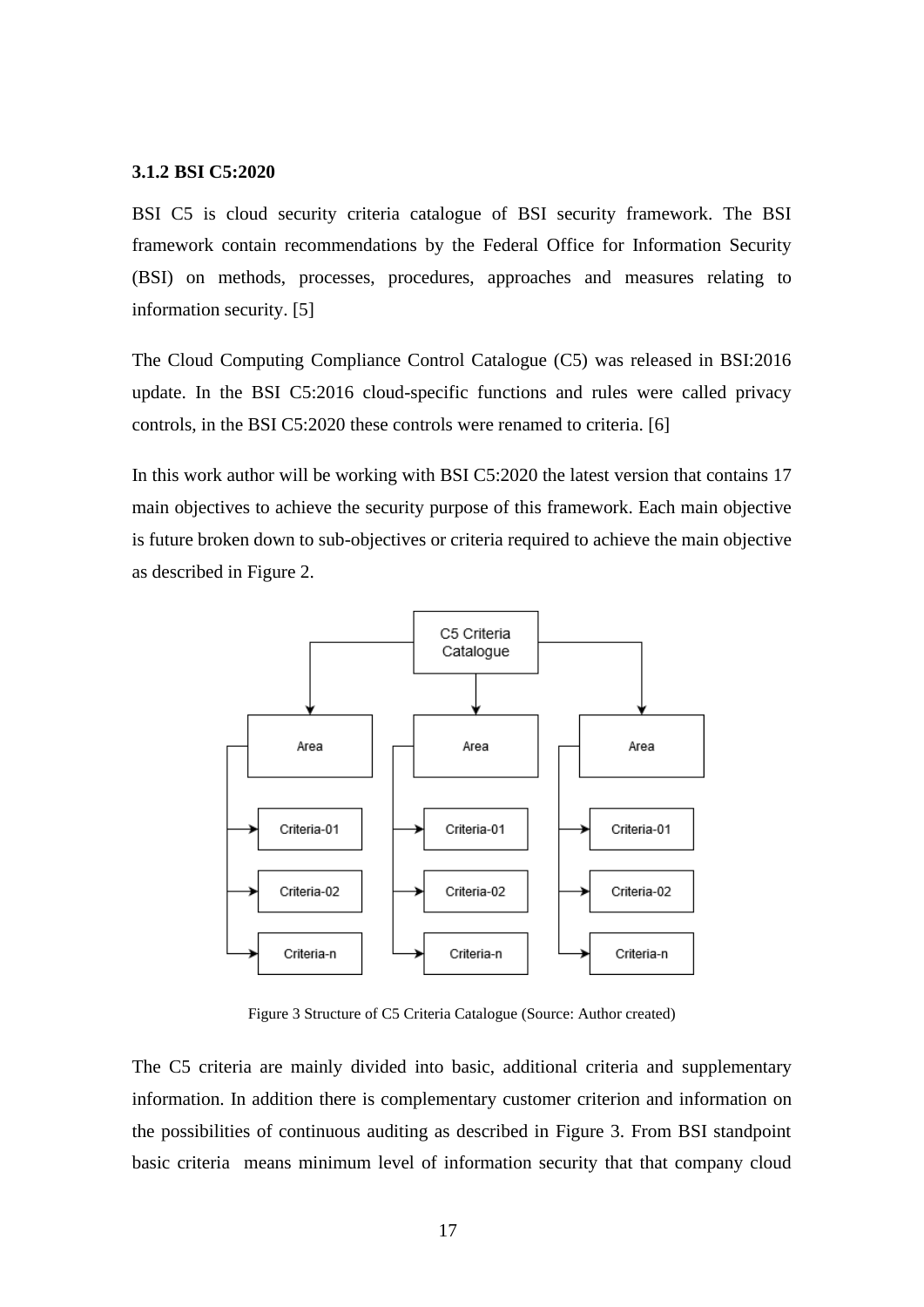### 3.1.2 BSI C5:2020

BSI C5 is cloud security criteria catalogue of BSI security framework. The BSI framework contain recommendations by the Federal Office for Information Security (BSI) on methods, processes, procedures, approaches and measures relating to information security. [5]

The Cloud Computing Compliance Control Catalogue (C5) was released in BSI:2016 update. In the BSI C5:2016 cloud-specific functions and rules were called privacy controls, in the BSI C5:2020 these controls were renamed to criteria. [6]

In this work author will be working with BSI C5:2020 the latest version that contains 17 main objectives to achieve the security purpose of this framework. Each main objective is future broken down to sub-objectives or criteria required to achieve the main objective as described in Figure 2.

Figure 3 Structure of C5 Criteria Catalogue (Source: Author created)

The C5 criteria are mainly divided into basic, additional criteria and supplementary information. In addition there is complementary customer criterion and information on the possibilities of continuous auditing as described in Figure 3. From BSI standpoint basic criteria means minimum level of information security that that company cloud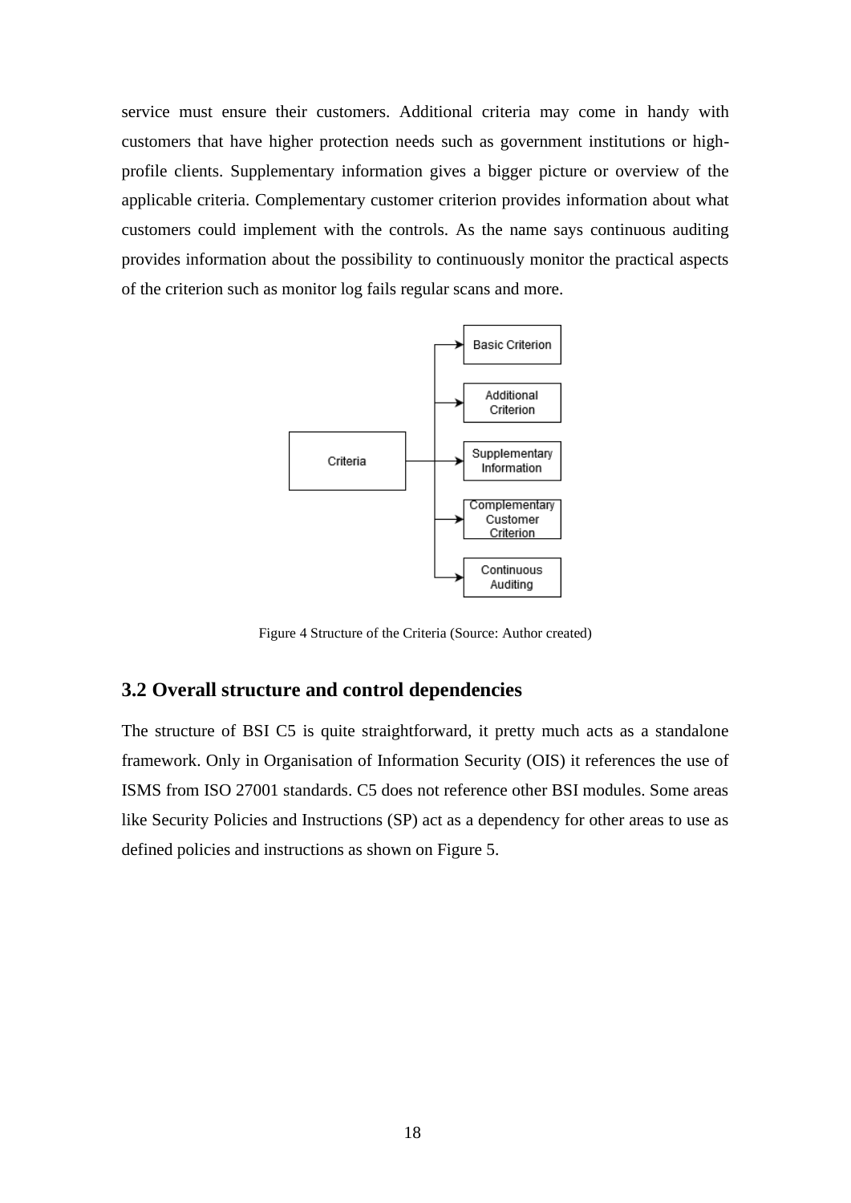service must ensure their customers. Additional criteria may come in handy with customers that have higher protection needs such as government institutions or high-profile clients. Supplementary information gives a bigger picture or overview of the applicable criteria. Complementary customer criterion provides information about what customers could implement with the controls. As the name says continuous auditing provides information about the possibility to continuously monitor the practical aspects of the criterion such as monitor log fails regular scans and more.

Figure 4 Structure of the Criteria (Source: Author created)

## 3.2 Overall structure and control dependencies

The structure of BSI C5 is quite straightforward, it pretty much acts as a standalone framework. Only in Organisation of Information Security (OIS) it references the use of ISMS from ISO 27001 standards. C5 does not reference other BSI modules. Some areas like Security Policies and Instructions (SP) act as a dependency for other areas to use as defined policies and instructions as shown on Figure 5.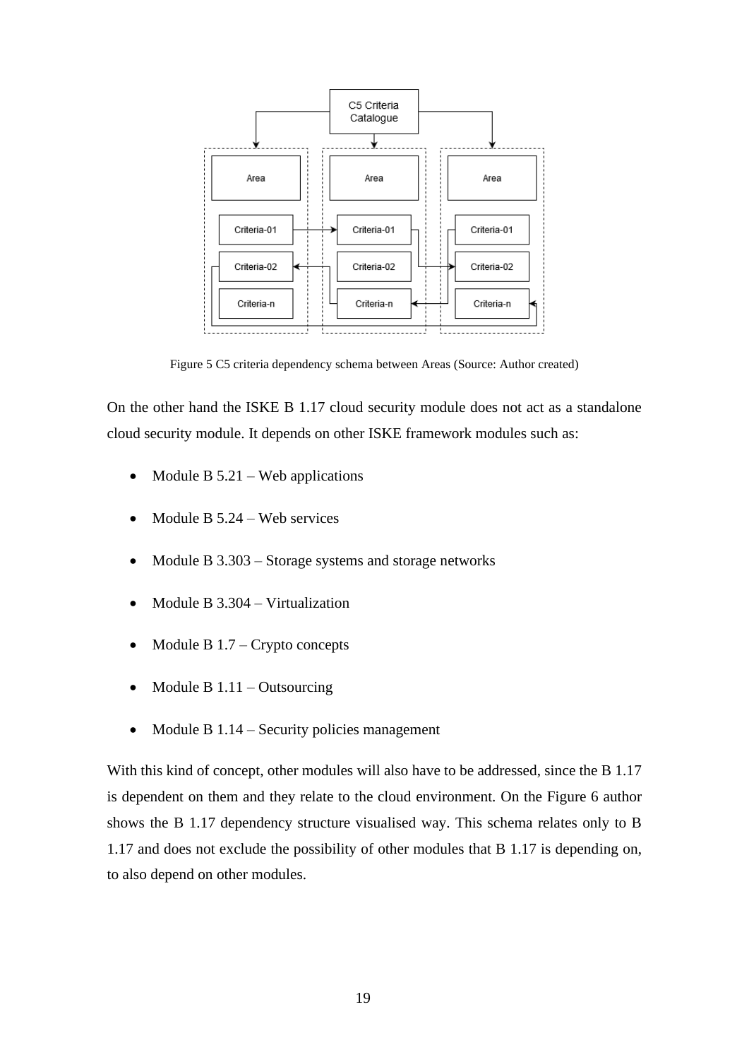Figure 5 C5 criteria dependency schema between Areas (Source: Author created)

On the other hand the ISKE B 1.17 cloud security module does not act as a standalone cloud security module. It depends on other ISKE framework modules such as:

- Module B 5.21 – Web applications
- Module B 5.24 – Web services
- Module B 3.303 – Storage systems and storage networks
- Module B 3.304 – Virtualization
- Module B 1.7 – Crypto concepts
- Module B 1.11 – Outsourcing
- Module B 1.14 – Security policies management

With this kind of concept, other modules will also have to be addressed, since the B 1.17 is dependent on them and they relate to the cloud environment. On the Figure 6 author shows the B 1.17 dependency structure visualised way. This schema relates only to B 1.17 and does not exclude the possibility of other modules that B 1.17 is depending on, to also depend on other modules.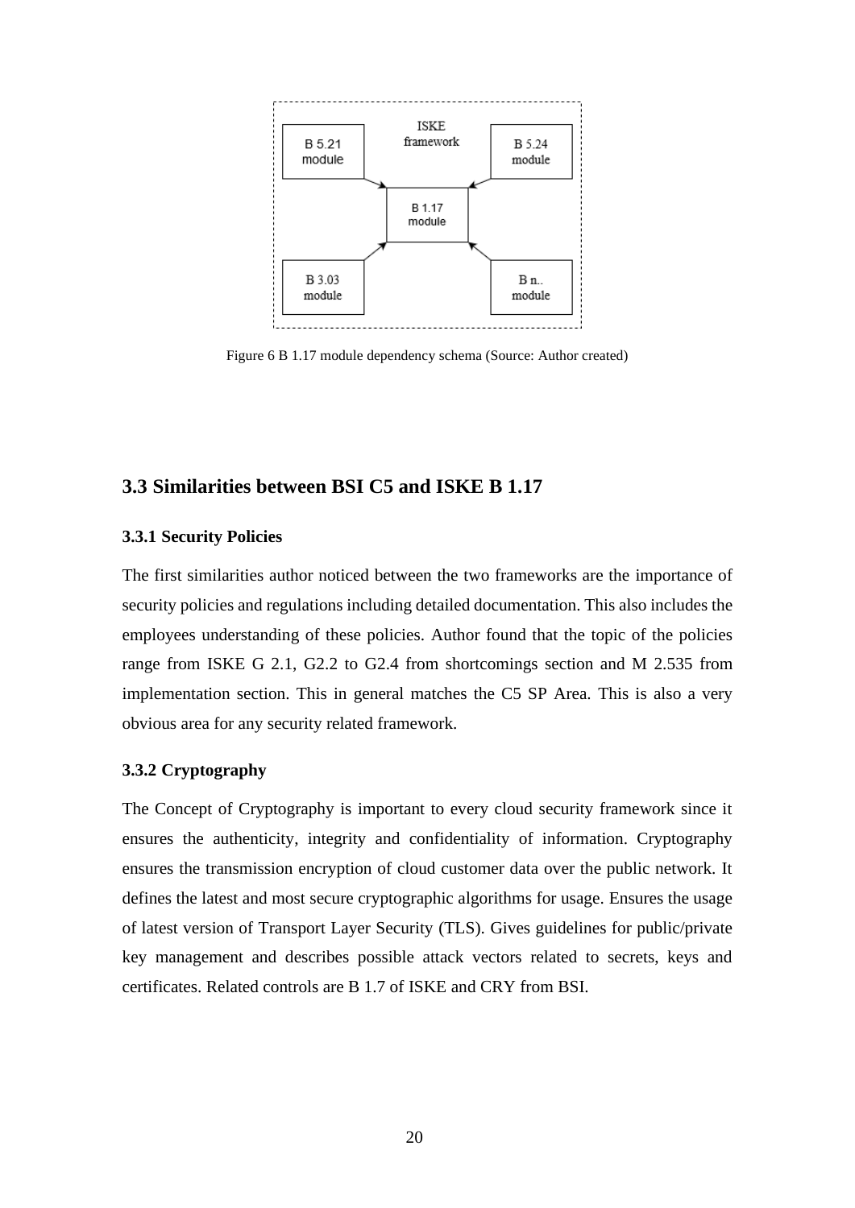Figure 6 B 1.17 module dependency schema (Source: Author created)

## 3.3 Similarities between BSI C5 and ISKE B 1.17

### 3.3.1 Security Policies

The first similarities author noticed between the two frameworks are the importance of security policies and regulations including detailed documentation. This also includes the employees understanding of these policies. Author found that the topic of the policies range from ISKE G 2.1, G2.2 to G2.4 from shortcomings section and M 2.535 from implementation section. This in general matches the C5 SP Area. This is also a very obvious area for any security related framework.

### 3.3.2 Cryptography

The Concept of Cryptography is important to every cloud security framework since it ensures the authenticity, integrity and confidentiality of information. Cryptography ensures the transmission encryption of cloud customer data over the public network. It defines the latest and most secure cryptographic algorithms for usage. Ensures the usage of latest version of Transport Layer Security (TLS). Gives guidelines for public/private key management and describes possible attack vectors related to secrets, keys and certificates. Related controls are B 1.7 of ISKE and CRY from BSI.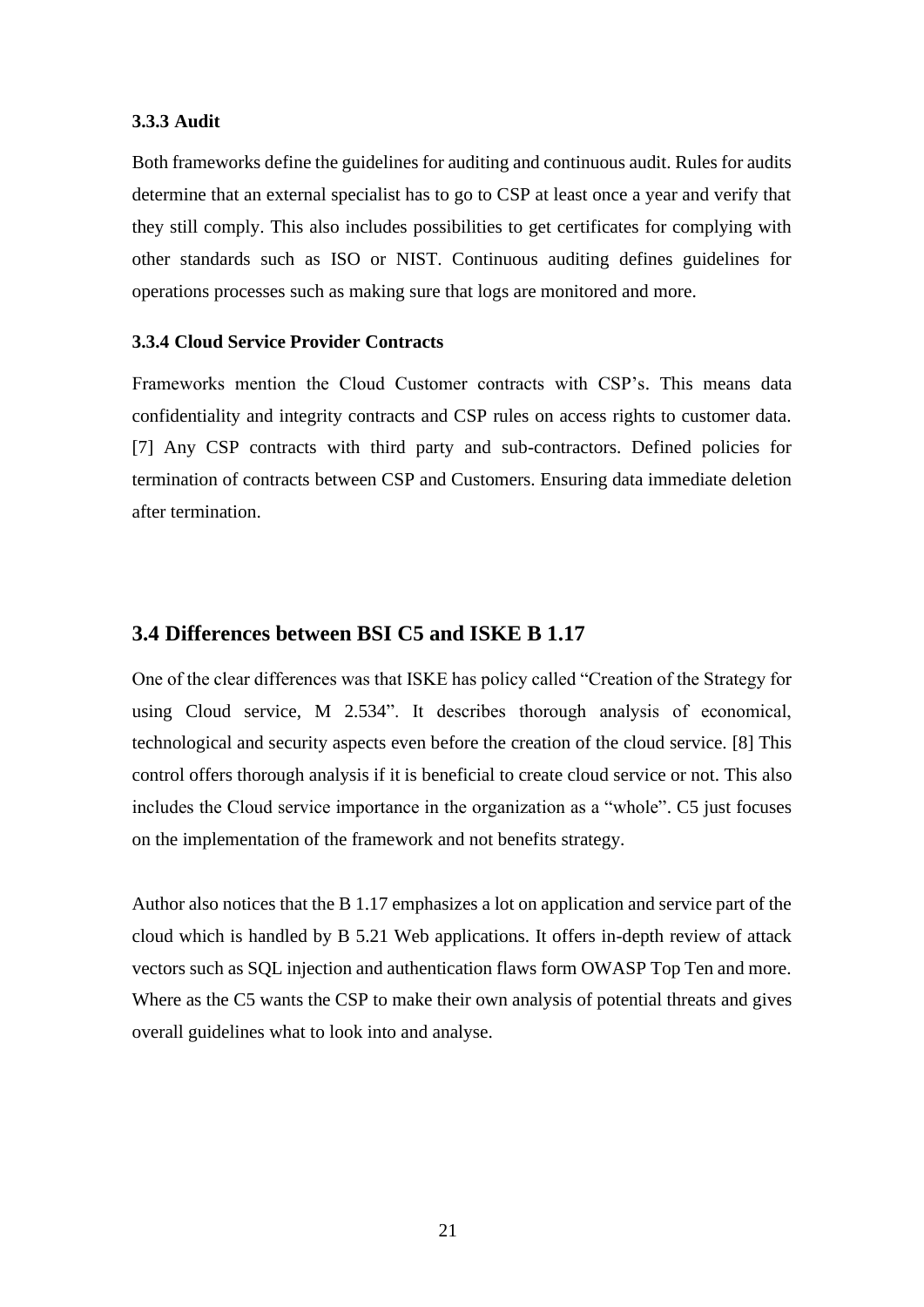### 3.3.3 Audit

Both frameworks define the guidelines for auditing and continuous audit. Rules for audits determine that an external specialist has to go to CSP at least once a year and verify that they still comply. This also includes possibilities to get certificates for complying with other standards such as ISO or NIST. Continuous auditing defines guidelines for operations processes such as making sure that logs are monitored and more.

### 3.3.4 Cloud Service Provider Contracts

Frameworks mention the Cloud Customer contracts with CSP's. This means data confidentiality and integrity contracts and CSP rules on access rights to customer data. [7] Any CSP contracts with third party and sub-contractors. Defined policies for termination of contracts between CSP and Customers. Ensuring data immediate deletion after termination.

## 3.4 Differences between BSI C5 and ISKE B 1.17

One of the clear differences was that ISKE has policy called "Creation of the Strategy for using Cloud service, M 2.534". It describes thorough analysis of economical, technological and security aspects even before the creation of the cloud service. [8] This control offers thorough analysis if it is beneficial to create cloud service or not. This also includes the Cloud service importance in the organization as a "whole". C5 just focuses on the implementation of the framework and not benefits strategy.

Author also notices that the B 1.17 emphasizes a lot on application and service part of the cloud which is handled by B 5.21 Web applications. It offers in-depth review of attack vectors such as SQL injection and authentication flaws form OWASP Top Ten and more. Where as the C5 wants the CSP to make their own analysis of potential threats and gives overall guidelines what to look into and analyse.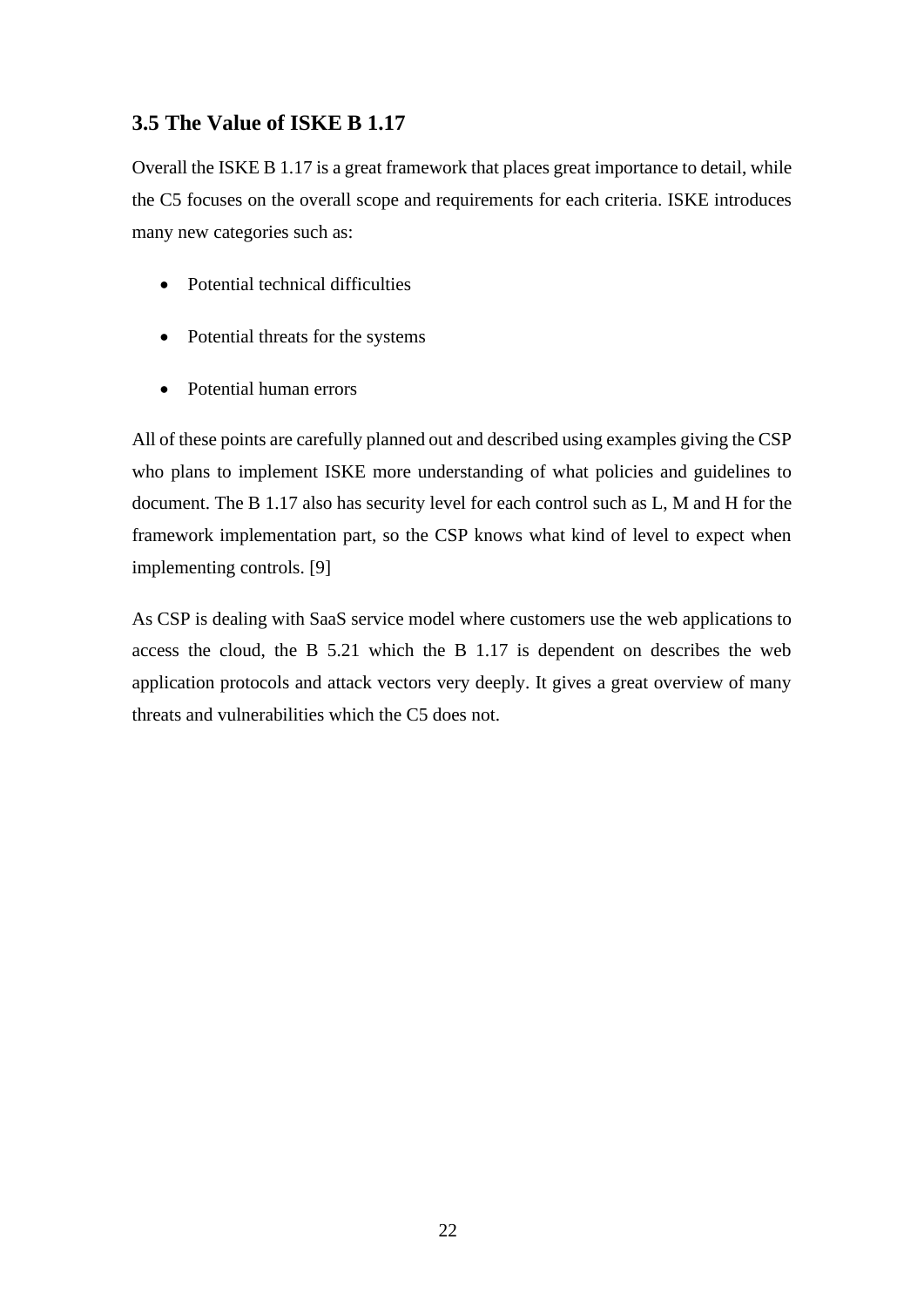## 3.5 The Value of ISKE B 1.17

Overall the ISKE B 1.17 is a great framework that places great importance to detail, while the C5 focuses on the overall scope and requirements for each criteria. ISKE introduces many new categories such as:

- Potential technical difficulties
- Potential threats for the systems
- Potential human errors

All of these points are carefully planned out and described using examples giving the CSP who plans to implement ISKE more understanding of what policies and guidelines to document. The B 1.17 also has security level for each control such as L, M and H for the framework implementation part, so the CSP knows what kind of level to expect when implementing controls. [9]

As CSP is dealing with SaaS service model where customers use the web applications to access the cloud, the B 5.21 which the B 1.17 is dependent on describes the web application protocols and attack vectors very deeply. It gives a great overview of many threats and vulnerabilities which the C5 does not.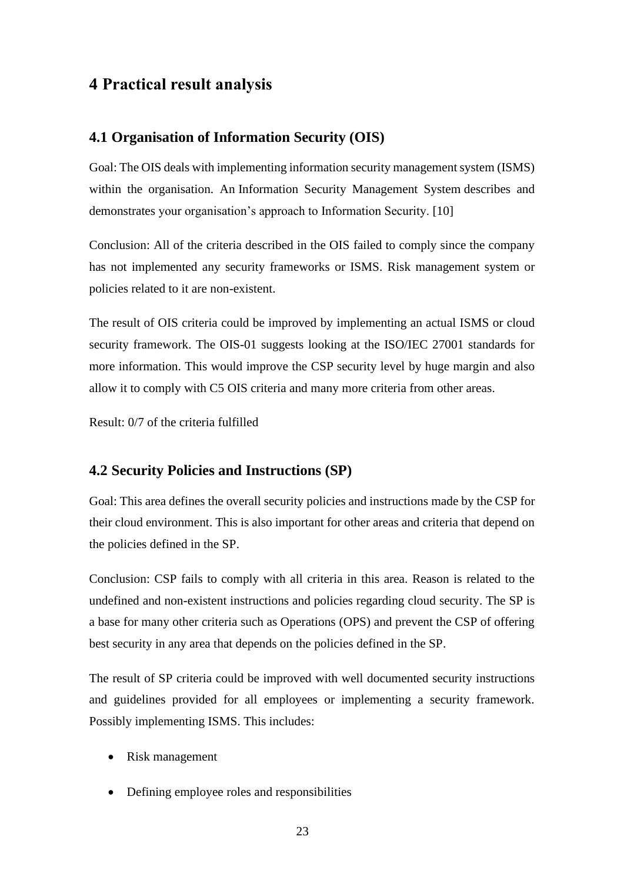# 4 Practical result analysis

## 4.1 Organisation of Information Security (OIS)

Goal: The OIS deals with implementing information security management system (ISMS) within the organisation. An Information Security Management System describes and demonstrates your organisation's approach to Information Security. [10]

Conclusion: All of the criteria described in the OIS failed to comply since the company has not implemented any security frameworks or ISMS. Risk management system or policies related to it are non-existent.

The result of OIS criteria could be improved by implementing an actual ISMS or cloud security framework. The OIS-01 suggests looking at the ISO/IEC 27001 standards for more information. This would improve the CSP security level by huge margin and also allow it to comply with C5 OIS criteria and many more criteria from other areas.

Result: 0/7 of the criteria fulfilled

## 4.2 Security Policies and Instructions (SP)

Goal: This area defines the overall security policies and instructions made by the CSP for their cloud environment. This is also important for other areas and criteria that depend on the policies defined in the SP.

Conclusion: CSP fails to comply with all criteria in this area. Reason is related to the undefined and non-existent instructions and policies regarding cloud security. The SP is a base for many other criteria such as Operations (OPS) and prevent the CSP of offering best security in any area that depends on the policies defined in the SP.

The result of SP criteria could be improved with well documented security instructions and guidelines provided for all employees or implementing a security framework. Possibly implementing ISMS. This includes:

- Risk management
- Defining employee roles and responsibilities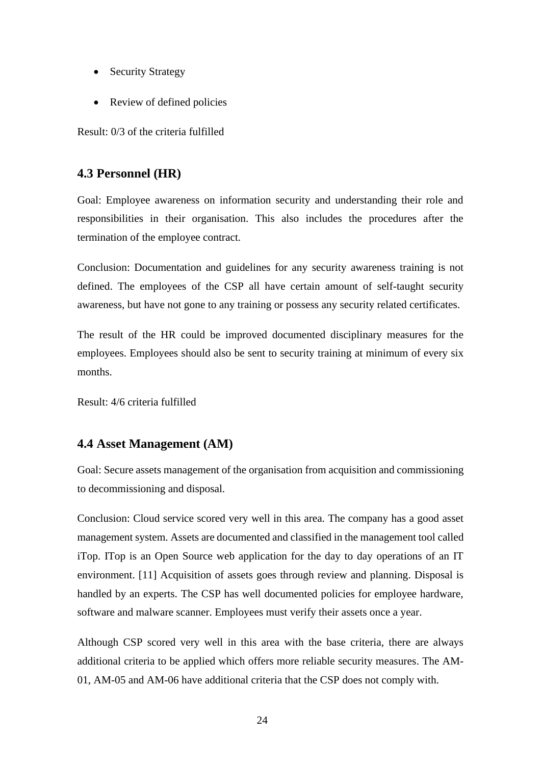- Security Strategy
- Review of defined policies

Result: 0/3 of the criteria fulfilled

## 4.3 Personnel (HR)

Goal: Employee awareness on information security and understanding their role and responsibilities in their organisation. This also includes the procedures after the termination of the employee contract.

Conclusion: Documentation and guidelines for any security awareness training is not defined. The employees of the CSP all have certain amount of self-taught security awareness, but have not gone to any training or possess any security related certificates.

The result of the HR could be improved documented disciplinary measures for the employees. Employees should also be sent to security training at minimum of every six months.

Result: 4/6 criteria fulfilled

## 4.4 Asset Management (AM)

Goal: Secure assets management of the organisation from acquisition and commissioning to decommissioning and disposal.

Conclusion: Cloud service scored very well in this area. The company has a good asset management system. Assets are documented and classified in the management tool called iTop. ITop is an Open Source web application for the day to day operations of an IT environment. [11] Acquisition of assets goes through review and planning. Disposal is handled by an experts. The CSP has well documented policies for employee hardware, software and malware scanner. Employees must verify their assets once a year.

Although CSP scored very well in this area with the base criteria, there are always additional criteria to be applied which offers more reliable security measures. The AM-01, AM-05 and AM-06 have additional criteria that the CSP does not comply with.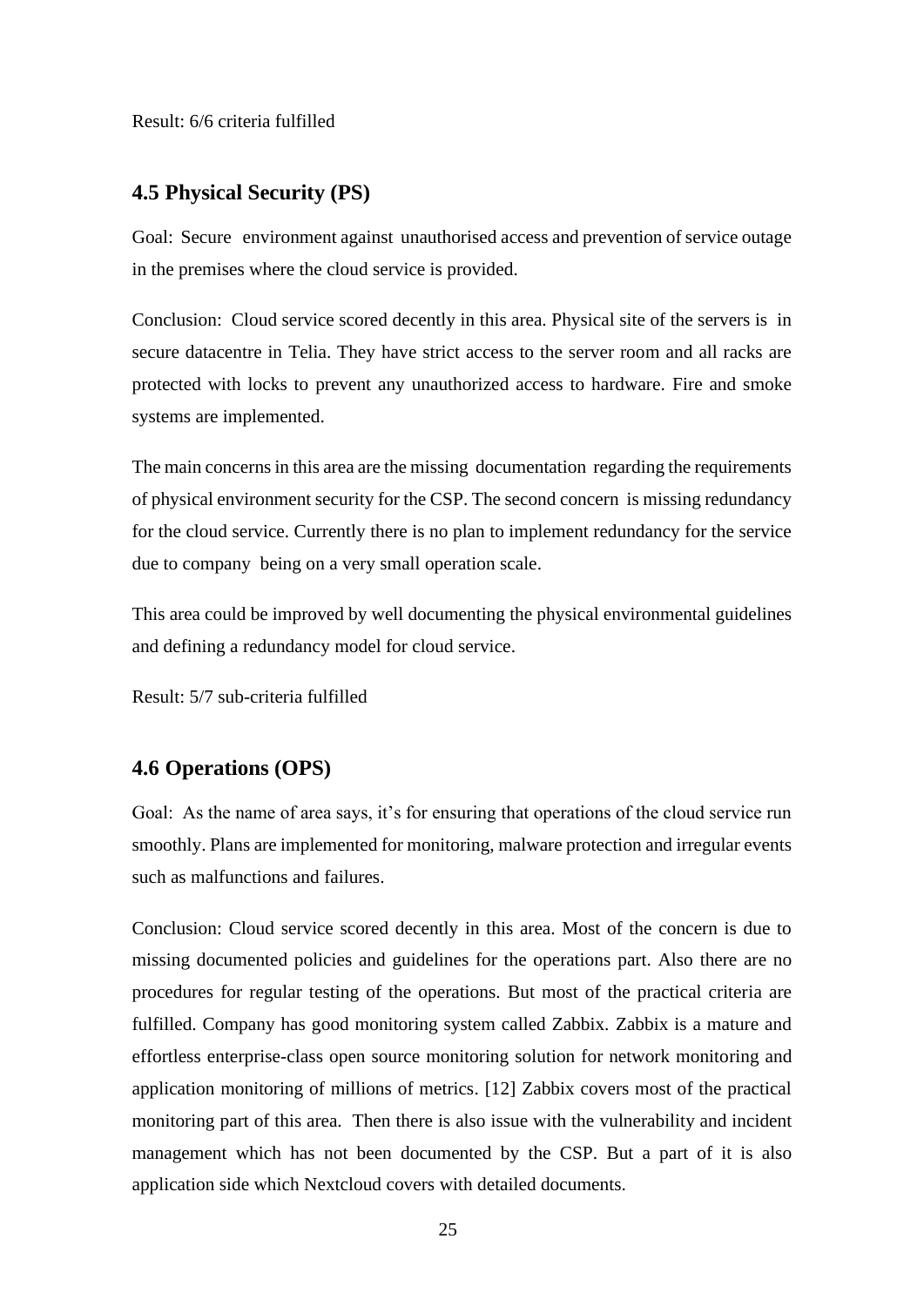Result: 6/6 criteria fulfilled

### 4.5 Physical Security (PS)

Goal: Secure environment against unauthorised access and prevention of service outage in the premises where the cloud service is provided.

Conclusion: Cloud service scored decently in this area. Physical site of the servers is in secure datacentre in Telia. They have strict access to the server room and all racks are protected with locks to prevent any unauthorized access to hardware. Fire and smoke systems are implemented.

The main concerns in this area are the missing documentation regarding the requirements of physical environment security for the CSP. The second concern is missing redundancy for the cloud service. Currently there is no plan to implement redundancy for the service due to company being on a very small operation scale.

This area could be improved by well documenting the physical environmental guidelines and defining a redundancy model for cloud service.

Result: 5/7 sub-criteria fulfilled

### 4.6 Operations (OPS)

Goal: As the name of area says, it's for ensuring that operations of the cloud service run smoothly. Plans are implemented for monitoring, malware protection and irregular events such as malfunctions and failures.

Conclusion: Cloud service scored decently in this area. Most of the concern is due to missing documented policies and guidelines for the operations part. Also there are no procedures for regular testing of the operations. But most of the practical criteria are fulfilled. Company has good monitoring system called Zabbix. Zabbix is a mature and effortless enterprise-class open source monitoring solution for network monitoring and application monitoring of millions of metrics. [12] Zabbix covers most of the practical monitoring part of this area. Then there is also issue with the vulnerability and incident management which has not been documented by the CSP. But a part of it is also application side which Nextcloud covers with detailed documents.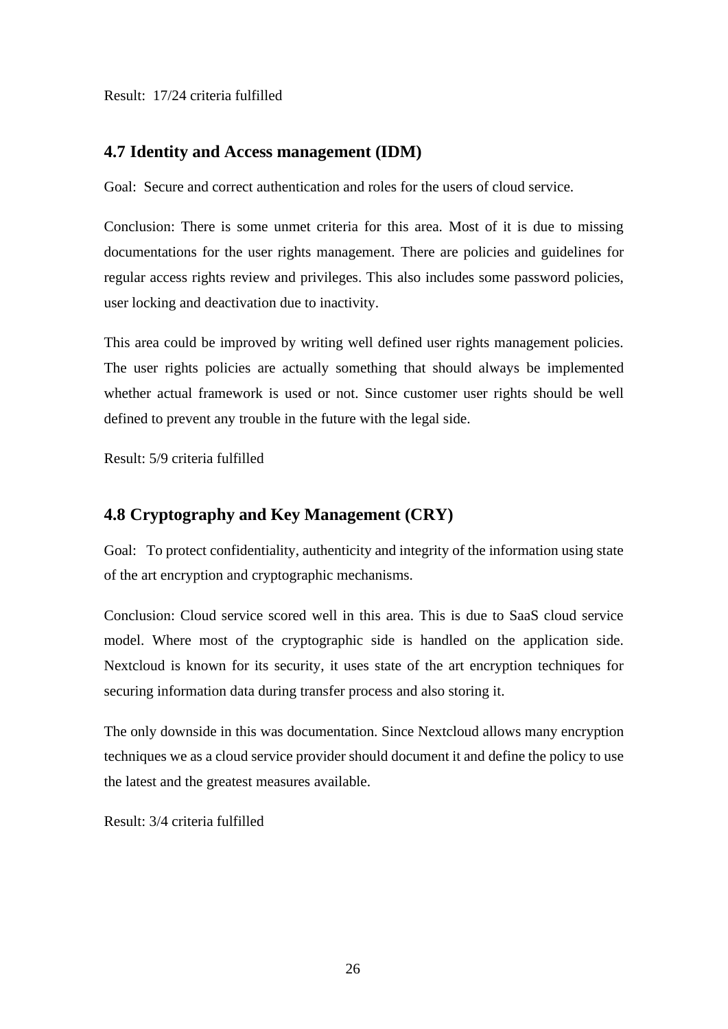Result: 17/24 criteria fulfilled

## 4.7 Identity and Access management (IDM)

Goal: Secure and correct authentication and roles for the users of cloud service.

Conclusion: There is some unmet criteria for this area. Most of it is due to missing documentations for the user rights management. There are policies and guidelines for regular access rights review and privileges. This also includes some password policies, user locking and deactivation due to inactivity.

This area could be improved by writing well defined user rights management policies. The user rights policies are actually something that should always be implemented whether actual framework is used or not. Since customer user rights should be well defined to prevent any trouble in the future with the legal side.

Result: 5/9 criteria fulfilled

## 4.8 Cryptography and Key Management (CRY)

Goal: To protect confidentiality, authenticity and integrity of the information using state of the art encryption and cryptographic mechanisms.

Conclusion: Cloud service scored well in this area. This is due to SaaS cloud service model. Where most of the cryptographic side is handled on the application side. Nextcloud is known for its security, it uses state of the art encryption techniques for securing information data during transfer process and also storing it.

The only downside in this was documentation. Since Nextcloud allows many encryption techniques we as a cloud service provider should document it and define the policy to use the latest and the greatest measures available.

Result: 3/4 criteria fulfilled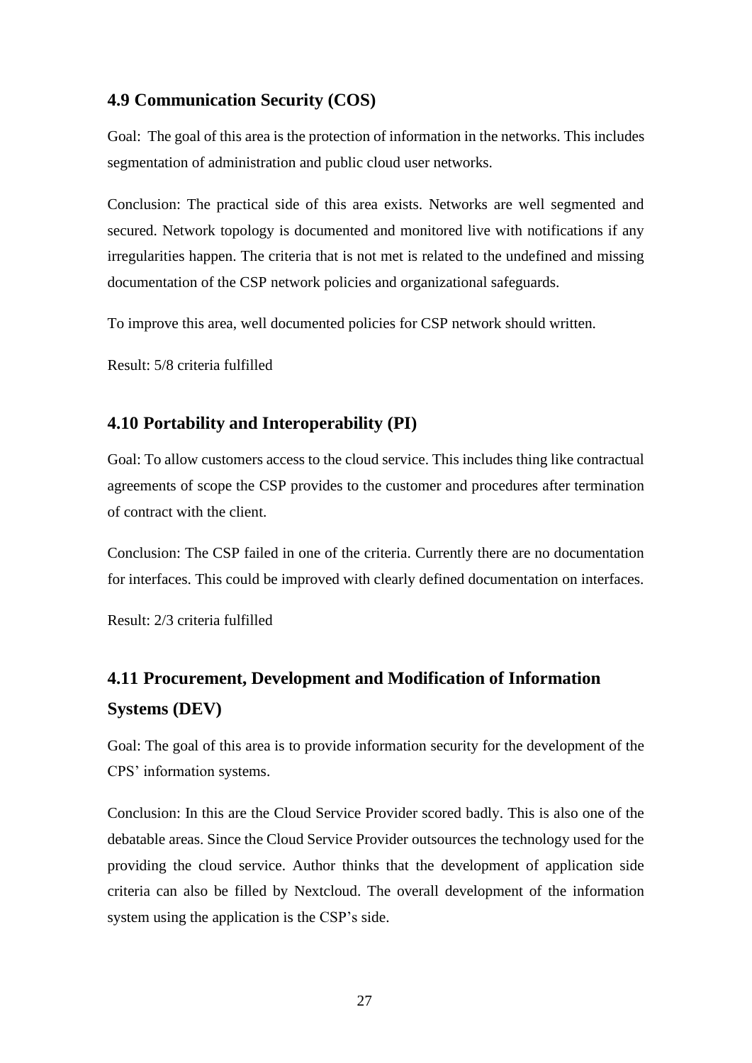## 4.9 Communication Security (COS)

Goal: The goal of this area is the protection of information in the networks. This includes segmentation of administration and public cloud user networks.

Conclusion: The practical side of this area exists. Networks are well segmented and secured. Network topology is documented and monitored live with notifications if any irregularities happen. The criteria that is not met is related to the undefined and missing documentation of the CSP network policies and organizational safeguards.

To improve this area, well documented policies for CSP network should written.

Result: 5/8 criteria fulfilled

## 4.10 Portability and Interoperability (PI)

Goal: To allow customers access to the cloud service. This includes thing like contractual agreements of scope the CSP provides to the customer and procedures after termination of contract with the client.

Conclusion: The CSP failed in one of the criteria. Currently there are no documentation for interfaces. This could be improved with clearly defined documentation on interfaces.

Result: 2/3 criteria fulfilled

## 4.11 Procurement, Development and Modification of Information Systems (DEV)

Goal: The goal of this area is to provide information security for the development of the CPS' information systems.

Conclusion: In this are the Cloud Service Provider scored badly. This is also one of the debatable areas. Since the Cloud Service Provider outsources the technology used for the providing the cloud service. Author thinks that the development of application side criteria can also be filled by Nextcloud. The overall development of the information system using the application is the CSP's side.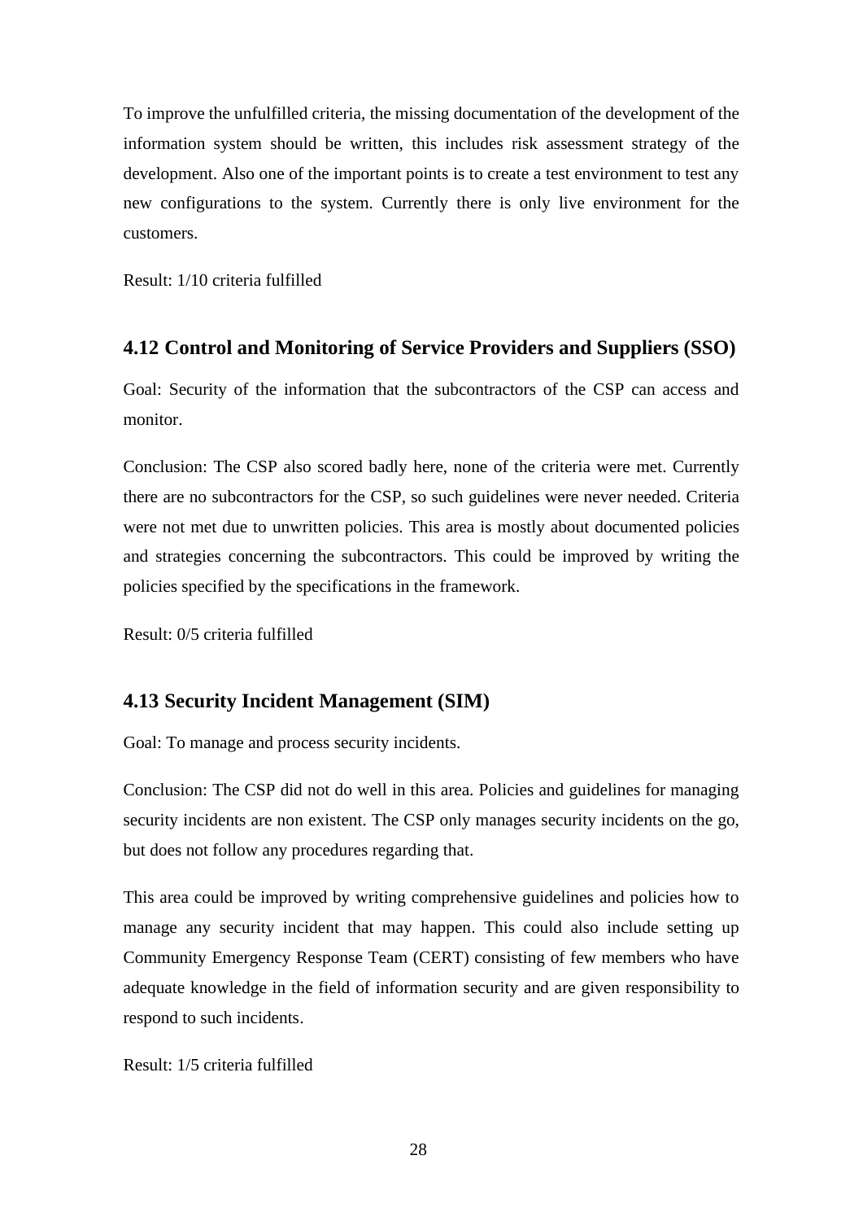To improve the unfulfilled criteria, the missing documentation of the development of the information system should be written, this includes risk assessment strategy of the development. Also one of the important points is to create a test environment to test any new configurations to the system. Currently there is only live environment for the customers.

Result: 1/10 criteria fulfilled

### 4.12 Control and Monitoring of Service Providers and Suppliers (SSO)

Goal: Security of the information that the subcontractors of the CSP can access and monitor.

Conclusion: The CSP also scored badly here, none of the criteria were met. Currently there are no subcontractors for the CSP, so such guidelines were never needed. Criteria were not met due to unwritten policies. This area is mostly about documented policies and strategies concerning the subcontractors. This could be improved by writing the policies specified by the specifications in the framework.

Result: 0/5 criteria fulfilled

### 4.13 Security Incident Management (SIM)

Goal: To manage and process security incidents.

Conclusion: The CSP did not do well in this area. Policies and guidelines for managing security incidents are non existent. The CSP only manages security incidents on the go, but does not follow any procedures regarding that.

This area could be improved by writing comprehensive guidelines and policies how to manage any security incident that may happen. This could also include setting up Community Emergency Response Team (CERT) consisting of few members who have adequate knowledge in the field of information security and are given responsibility to respond to such incidents.

Result: 1/5 criteria fulfilled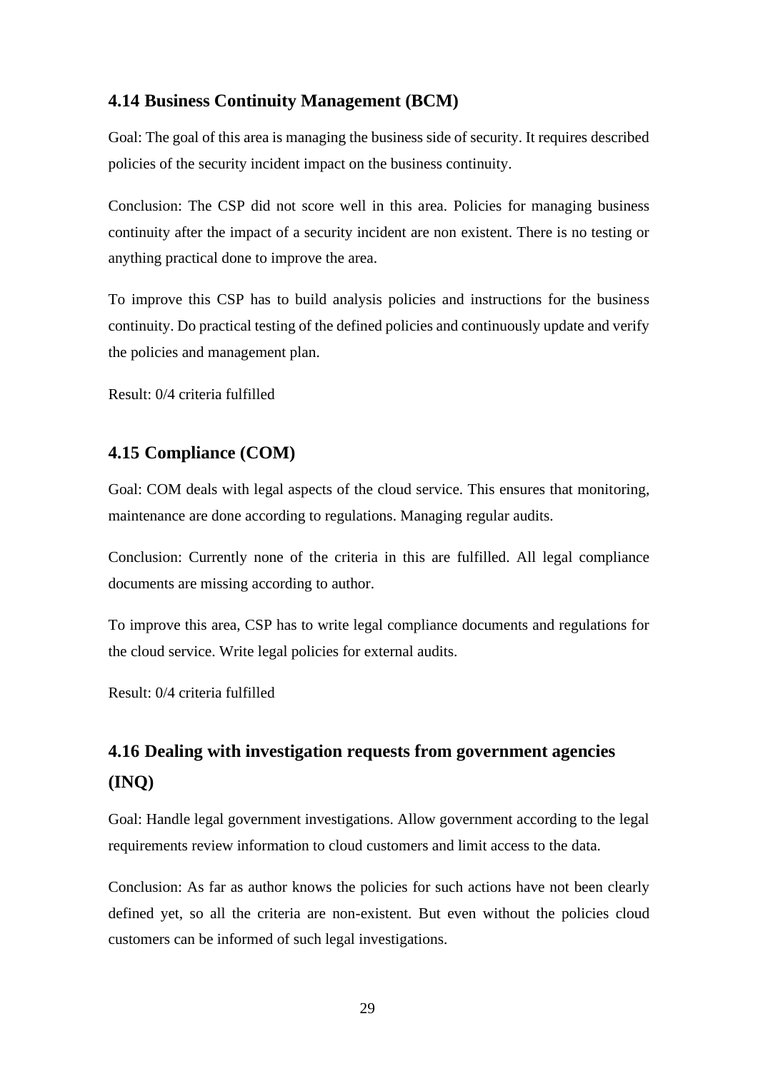## 4.14 Business Continuity Management (BCM)

Goal: The goal of this area is managing the business side of security. It requires described policies of the security incident impact on the business continuity.

Conclusion: The CSP did not score well in this area. Policies for managing business continuity after the impact of a security incident are non existent. There is no testing or anything practical done to improve the area.

To improve this CSP has to build analysis policies and instructions for the business continuity. Do practical testing of the defined policies and continuously update and verify the policies and management plan.

Result: 0/4 criteria fulfilled

## 4.15 Compliance (COM)

Goal: COM deals with legal aspects of the cloud service. This ensures that monitoring, maintenance are done according to regulations. Managing regular audits.

Conclusion: Currently none of the criteria in this are fulfilled. All legal compliance documents are missing according to author.

To improve this area, CSP has to write legal compliance documents and regulations for the cloud service. Write legal policies for external audits.

Result: 0/4 criteria fulfilled

## 4.16 Dealing with investigation requests from government agencies (INQ)

Goal: Handle legal government investigations. Allow government according to the legal requirements review information to cloud customers and limit access to the data.

Conclusion: As far as author knows the policies for such actions have not been clearly defined yet, so all the criteria are non-existent. But even without the policies cloud customers can be informed of such legal investigations.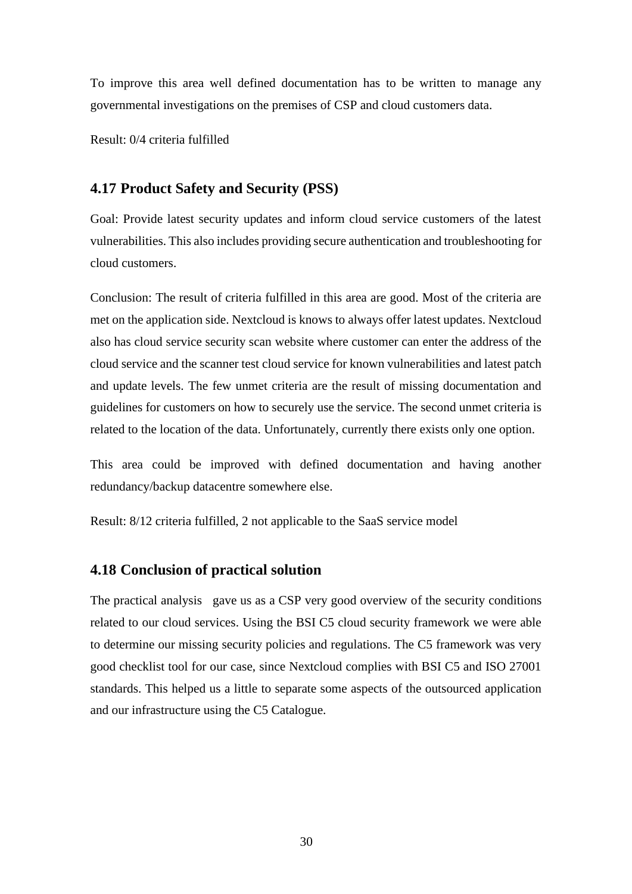To improve this area well defined documentation has to be written to manage any governmental investigations on the premises of CSP and cloud customers data.

Result: 0/4 criteria fulfilled

## 4.17 Product Safety and Security (PSS)

Goal: Provide latest security updates and inform cloud service customers of the latest vulnerabilities. This also includes providing secure authentication and troubleshooting for cloud customers.

Conclusion: The result of criteria fulfilled in this area are good. Most of the criteria are met on the application side. Nextcloud is knows to always offer latest updates. Nextcloud also has cloud service security scan website where customer can enter the address of the cloud service and the scanner test cloud service for known vulnerabilities and latest patch and update levels. The few unmet criteria are the result of missing documentation and guidelines for customers on how to securely use the service. The second unmet criteria is related to the location of the data. Unfortunately, currently there exists only one option.

This area could be improved with defined documentation and having another redundancy/backup datacentre somewhere else.

Result: 8/12 criteria fulfilled, 2 not applicable to the SaaS service model

## 4.18 Conclusion of practical solution

The practical analysis gave us as a CSP very good overview of the security conditions related to our cloud services. Using the BSI C5 cloud security framework we were able to determine our missing security policies and regulations. The C5 framework was very good checklist tool for our case, since Nextcloud complies with BSI C5 and ISO 27001 standards. This helped us a little to separate some aspects of the outsourced application and our infrastructure using the C5 Catalogue.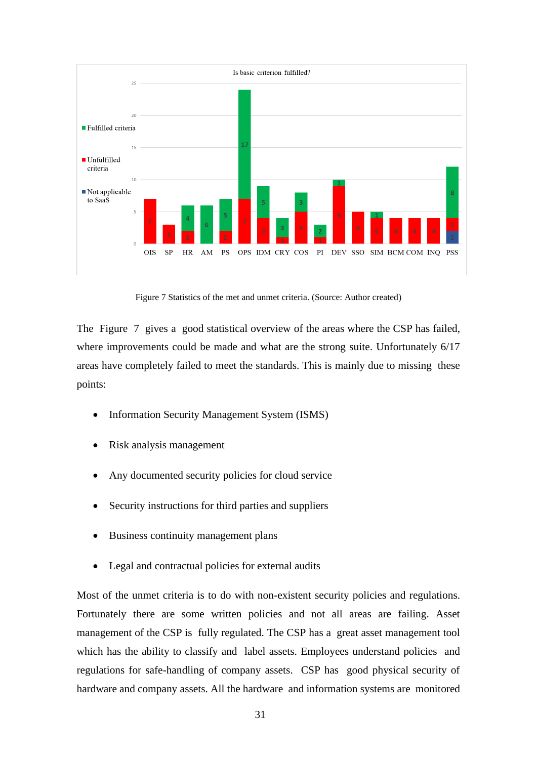Figure 7 Statistics of the met and unmet criteria. (Source: Author created)

The Figure 7 gives a good statistical overview of the areas where the CSP has failed, where improvements could be made and what are the strong suite. Unfortunately 6/17 areas have completely failed to meet the standards. This is mainly due to missing these points:

- Information Security Management System (ISMS)
- Risk analysis management
- Any documented security policies for cloud service
- Security instructions for third parties and suppliers
- Business continuity management plans
- Legal and contractual policies for external audits

Most of the unmet criteria is to do with non-existent security policies and regulations. Fortunately there are some written policies and not all areas are failing. Asset management of the CSP is fully regulated. The CSP has a great asset management tool which has the ability to classify and label assets. Employees understand policies and regulations for safe-handling of company assets. CSP has good physical security of hardware and company assets. All the hardware and information systems are monitored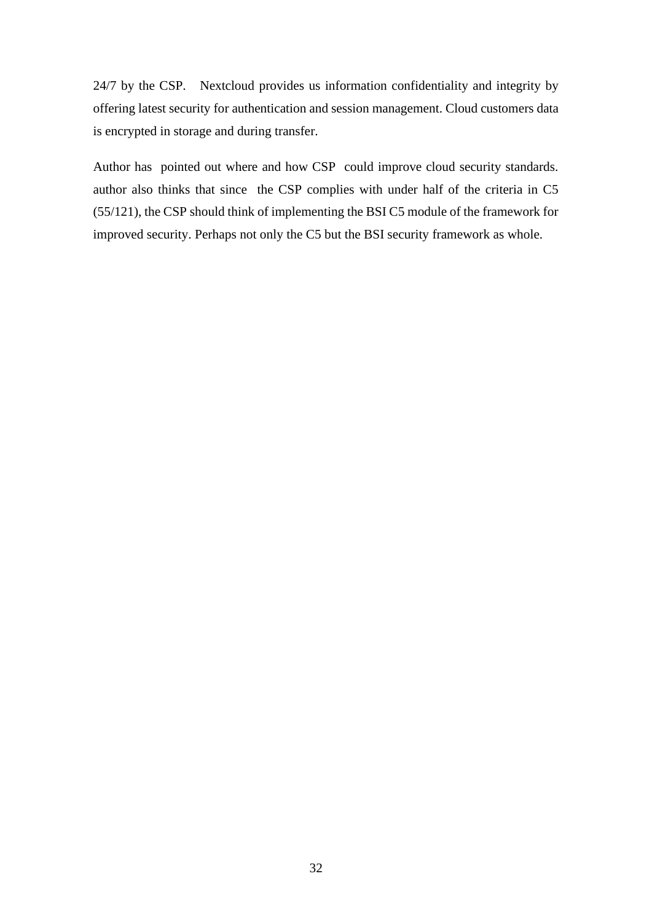24/7 by the CSP. Nextcloud provides us information confidentiality and integrity by offering latest security for authentication and session management. Cloud customers data is encrypted in storage and during transfer.

Author has pointed out where and how CSP could improve cloud security standards. author also thinks that since the CSP complies with under half of the criteria in C5 (55/121), the CSP should think of implementing the BSI C5 module of the framework for improved security. Perhaps not only the C5 but the BSI security framework as whole.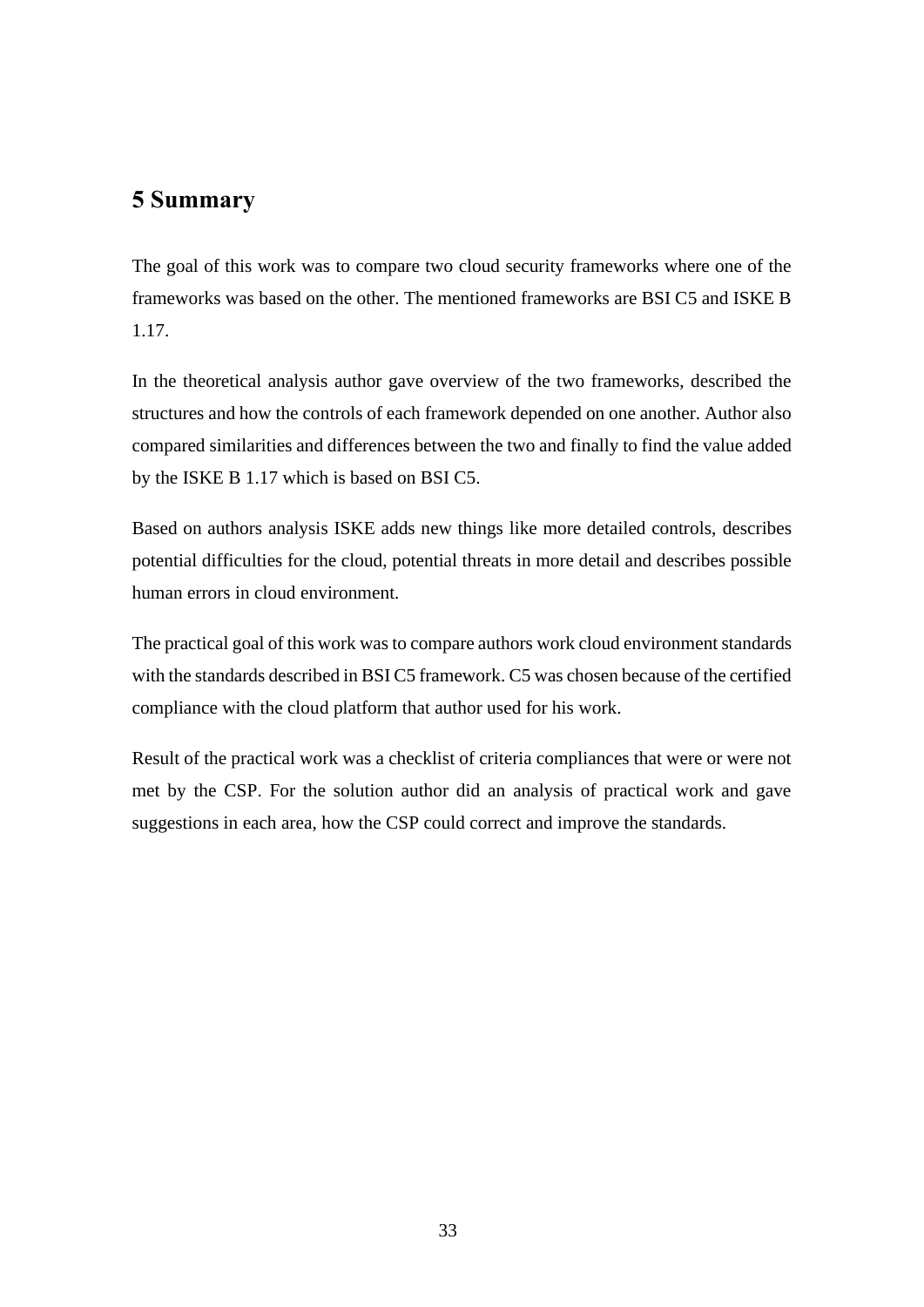# 5 Summary

The goal of this work was to compare two cloud security frameworks where one of the frameworks was based on the other. The mentioned frameworks are BSI C5 and ISKE B 1.17.

In the theoretical analysis author gave overview of the two frameworks, described the structures and how the controls of each framework depended on one another. Author also compared similarities and differences between the two and finally to find the value added by the ISKE B 1.17 which is based on BSI C5.

Based on authors analysis ISKE adds new things like more detailed controls, describes potential difficulties for the cloud, potential threats in more detail and describes possible human errors in cloud environment.

The practical goal of this work was to compare authors work cloud environment standards with the standards described in BSI C5 framework. C5 was chosen because of the certified compliance with the cloud platform that author used for his work.

Result of the practical work was a checklist of criteria compliances that were or were not met by the CSP. For the solution author did an analysis of practical work and gave suggestions in each area, how the CSP could correct and improve the standards.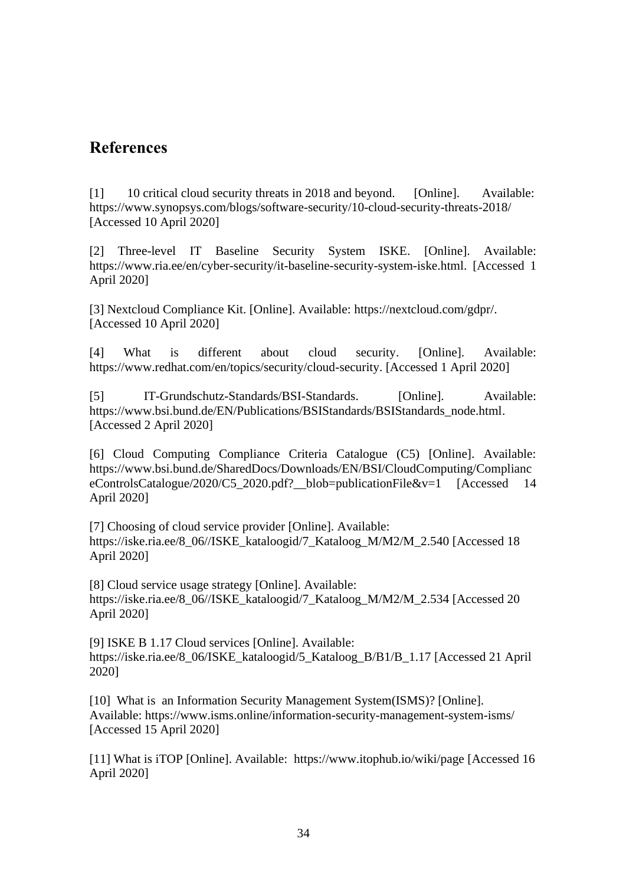## References

[1] 10 critical cloud security threats in 2018 and beyond. [Online]. Available: https://www.synopsys.com/blogs/software-security/10-cloud-security-threats-2018/ [Accessed 10 April 2020]

[2] Three-level IT Baseline Security System ISKE. [Online]. Available: https://www.ria.ee/en/cyber-security/it-baseline-security-system-iske.html. [Accessed 1 April 2020]

[3] Nextcloud Compliance Kit. [Online]. Available: https://nextcloud.com/gdpr/. [Accessed 10 April 2020]

[4] What is different about cloud security. [Online]. Available: https://www.redhat.com/en/topics/security/cloud-security. [Accessed 1 April 2020]

[5] IT-Grundschutz-Standards/BSI-Standards. [Online]. Available: https://www.bsi.bund.de/EN/Publications/BSIStandards/BSIStandards_node.html. [Accessed 2 April 2020]

[6] Cloud Computing Compliance Criteria Catalogue (C5) [Online]. Available: https://www.bsi.bund.de/SharedDocs/Downloads/EN/BSI/CloudComputing/ComplianceControlsCatalogue/2020/C5_2020.pdf?__blob=publicationFile&v=1 [Accessed 14 April 2020]

[7] Choosing of cloud service provider [Online]. Available: https://iske.ria.ee/8_06//ISKE_kataloogid/7_Kataloog_M/M2/M_2.540 [Accessed 18 April 2020]

[8] Cloud service usage strategy [Online]. Available: https://iske.ria.ee/8_06//ISKE_kataloogid/7_Kataloog_M/M2/M_2.534 [Accessed 20 April 2020]

[9] ISKE B 1.17 Cloud services [Online]. Available: https://iske.ria.ee/8_06/ISKE_kataloogid/5_Kataloog_B/B1/B_1.17 [Accessed 21 April 2020]

[10] What is an Information Security Management System(ISMS)? [Online]. Available: https://www.isms.online/information-security-management-system-isms/ [Accessed 15 April 2020]

[11] What is iTOP [Online]. Available: https://www.itophub.io/wiki/page [Accessed 16 April 2020]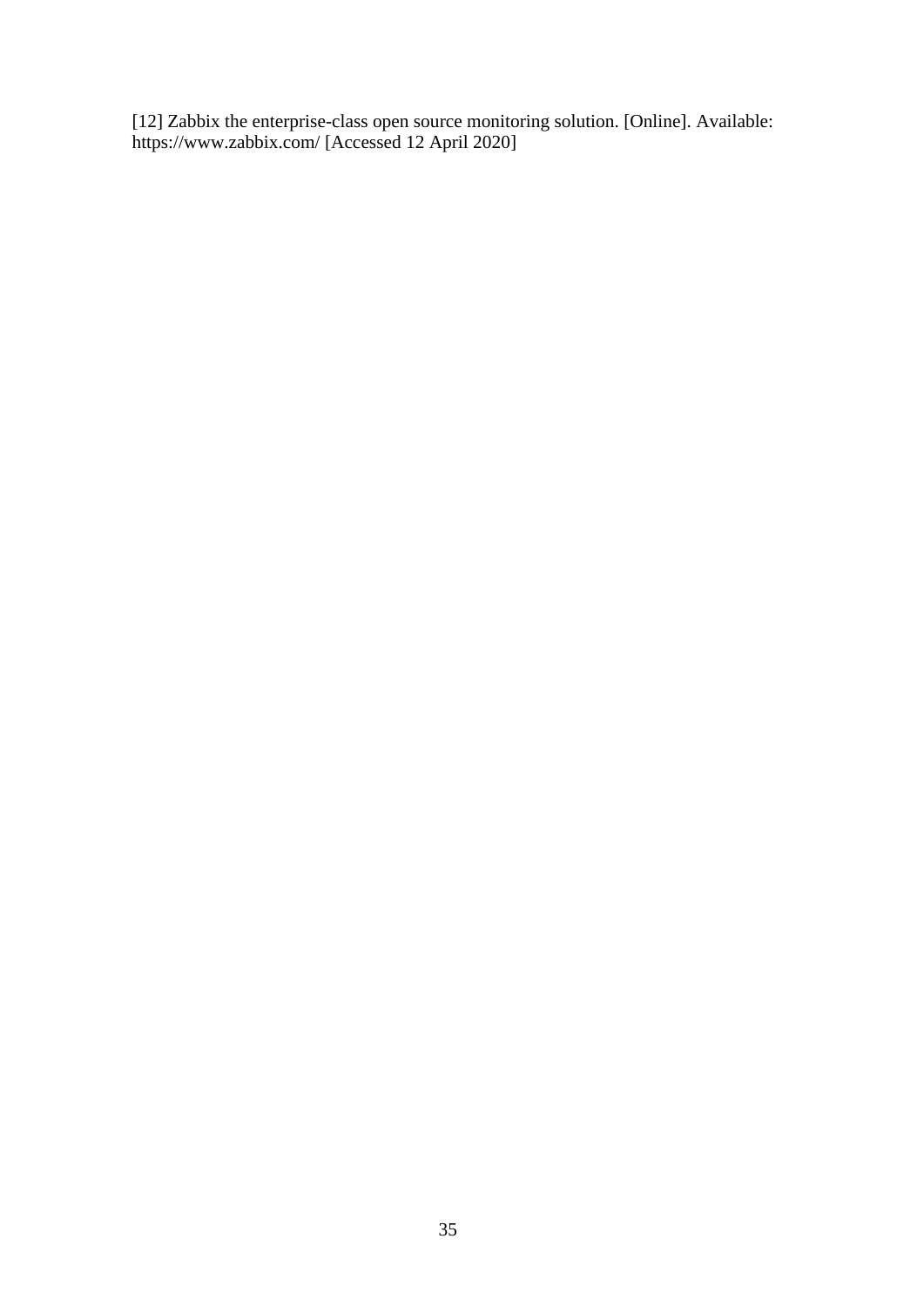[12] Zabbix the enterprise-class open source monitoring solution. [Online]. Available: https://www.zabbix.com/ [Accessed 12 April 2020]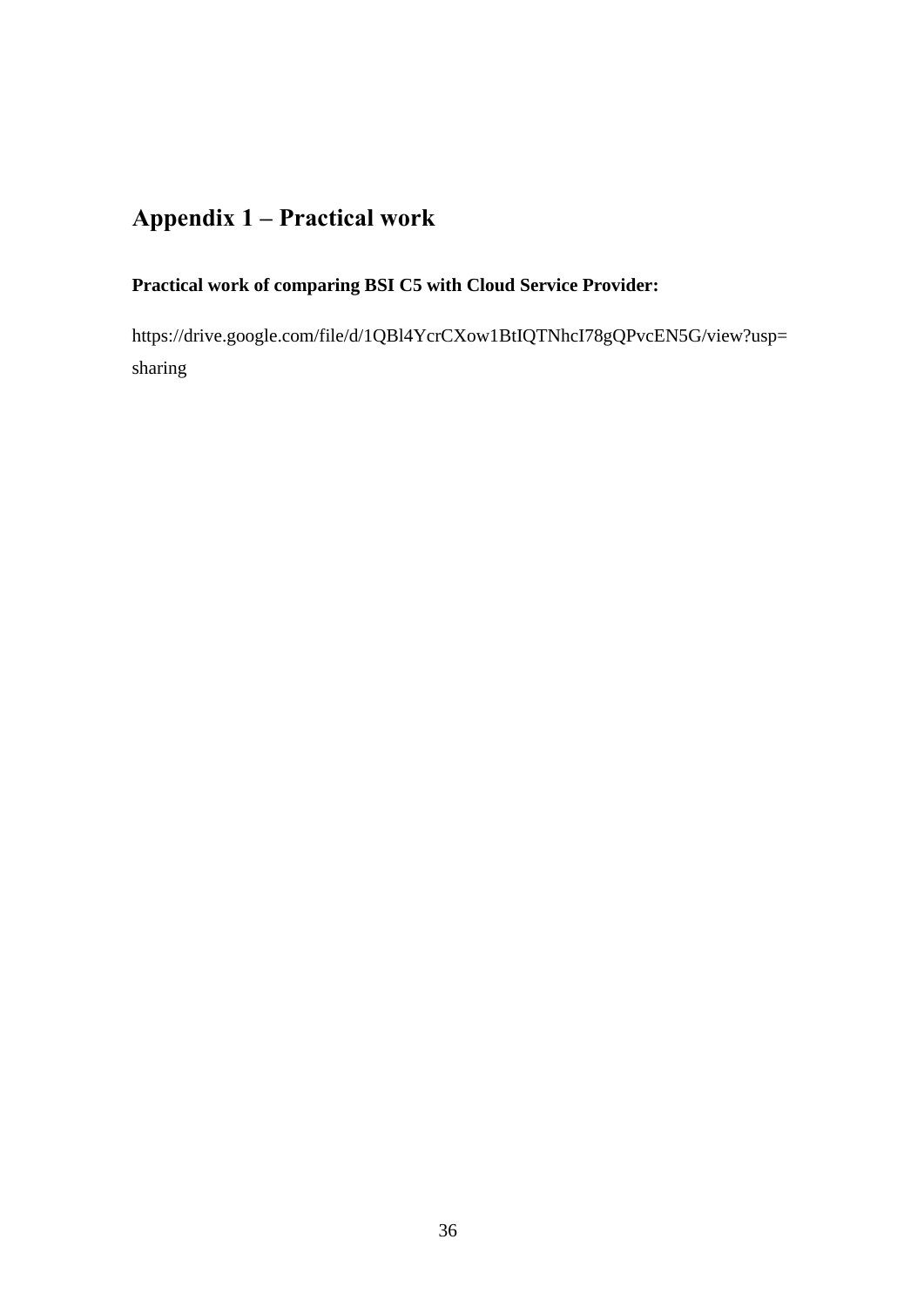# Appendix 1 – Practical work

**Practical work of comparing BSI C5 with Cloud Service Provider:**

https://drive.google.com/file/d/1QBl4YcrCXow1BtIQTNhcI78gQPvcEN5G/view?usp=sharing